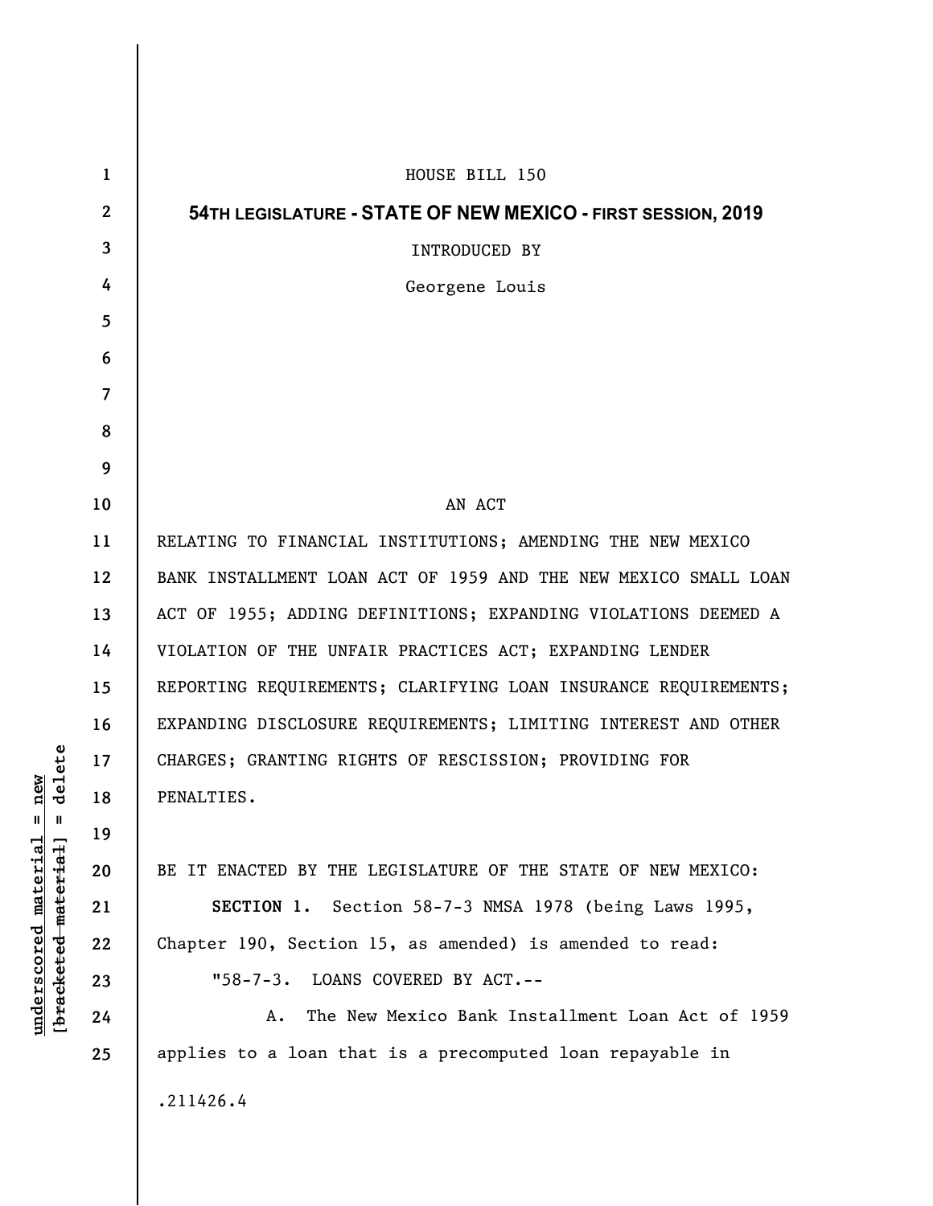HOUSE BILL 150

**54TH LEGISLATURE - STATE OF NEW MEXICO - FIRST SESSION, 2019**

INTRODUCED BY

Georgene Louis

AN ACT

RELATING TO FINANCIAL INSTITUTIONS; AMENDING THE NEW MEXICO BANK INSTALLMENT LOAN ACT OF 1959 AND THE NEW MEXICO SMALL LOAN ACT OF 1955; ADDING DEFINITIONS; EXPANDING VIOLATIONS DEEMED A VIOLATION OF THE UNFAIR PRACTICES ACT; EXPANDING LENDER REPORTING REQUIREMENTS; CLARIFYING LOAN INSURANCE REQUIREMENTS; EXPANDING DISCLOSURE REQUIREMENTS; LIMITING INTEREST AND OTHER CHARGES; GRANTING RIGHTS OF RESCISSION; PROVIDING FOR PENALTIES.

BE IT ENACTED BY THE LEGISLATURE OF THE STATE OF NEW MEXICO:

**SECTION 1.** Section 58-7-3 NMSA 1978 (being Laws 1995, Chapter 190, Section 15, as amended) is amended to read:

"58-7-3. LOANS COVERED BY ACT.--

A. The New Mexico Bank Installment Loan Act of 1959 applies to a loan that is a precomputed loan repayable in

.211426.4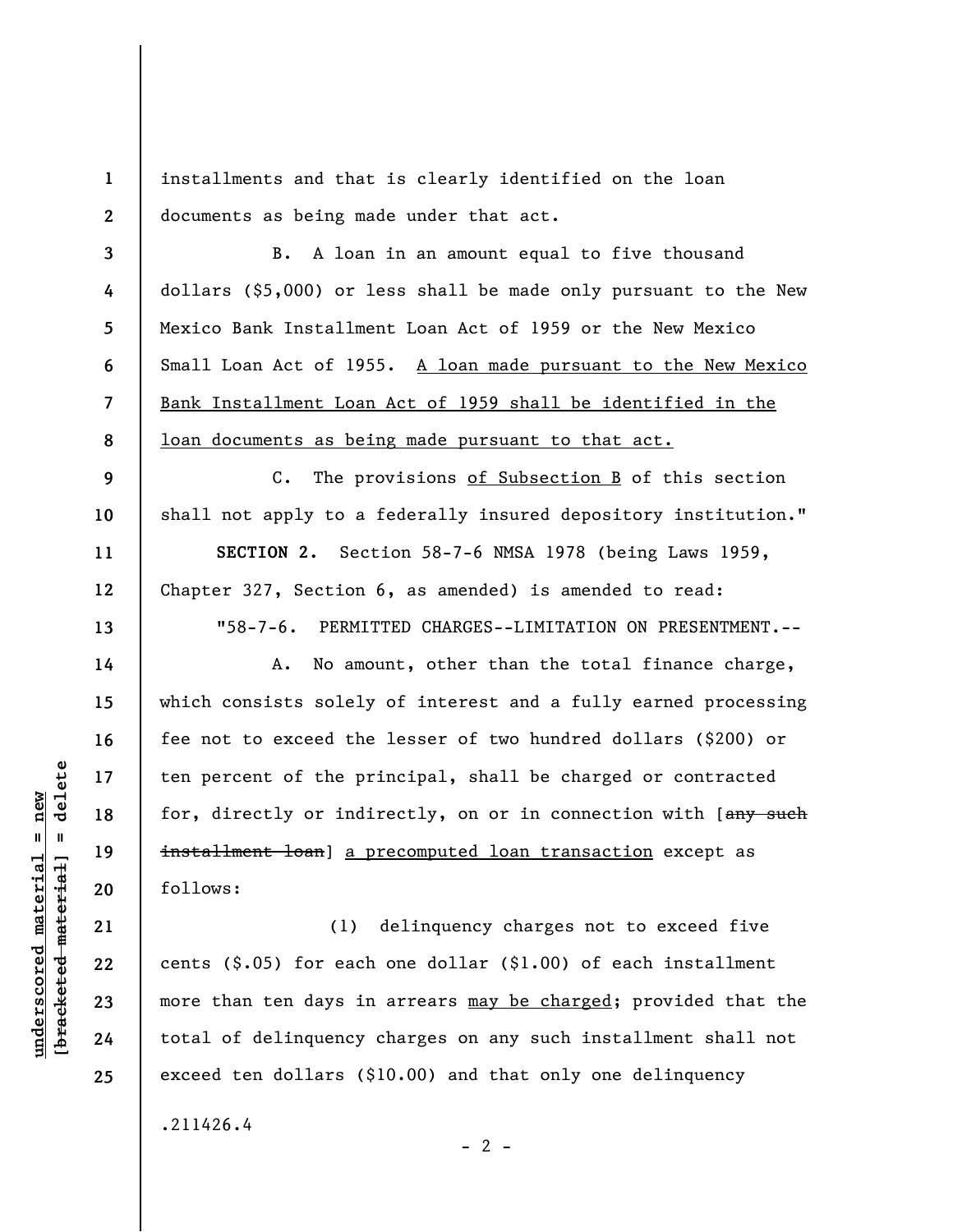installments and that is clearly identified on the loan documents as being made under that act.

B. A loan in an amount equal to five thousand dollars ($5,000) or less shall be made only pursuant to the New Mexico Bank Installment Loan Act of 1959 or the New Mexico Small Loan Act of 1955. <u>A loan made pursuant to the New Mexico Bank Installment Loan Act of 1959 shall be identified in the loan documents as being made pursuant to that act.</u>

C. The provisions <u>of Subsection B</u> of this section shall not apply to a federally insured depository institution."

**SECTION 2.** Section 58-7-6 NMSA 1978 (being Laws 1959, Chapter 327, Section 6, as amended) is amended to read:

"58-7-6. PERMITTED CHARGES--LIMITATION ON PRESENTMENT.--

A. No amount, other than the total finance charge, which consists solely of interest and a fully earned processing fee not to exceed the lesser of two hundred dollars ($200) or ten percent of the principal, shall be charged or contracted for, directly or indirectly, on or in connection with [~~any such installment loan~~] <u>a precomputed loan transaction</u> except as follows:

(1) delinquency charges not to exceed five cents ($.05) for each one dollar ($1.00) of each installment more than ten days in arrears <u>may be charged</u>; provided that the total of delinquency charges on any such installment shall not exceed ten dollars ($10.00) and that only one delinquency

.211426.4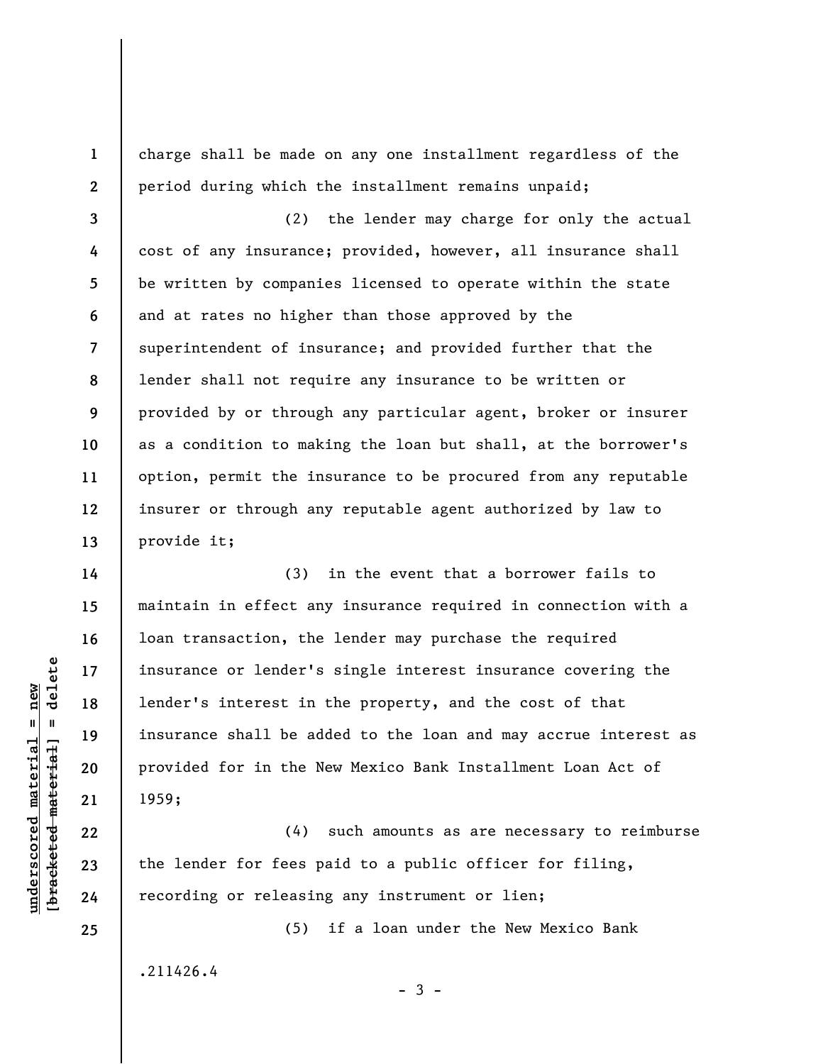charge shall be made on any one installment regardless of the period during which the installment remains unpaid;

(2) the lender may charge for only the actual cost of any insurance; provided, however, all insurance shall be written by companies licensed to operate within the state and at rates no higher than those approved by the superintendent of insurance; and provided further that the lender shall not require any insurance to be written or provided by or through any particular agent, broker or insurer as a condition to making the loan but shall, at the borrower's option, permit the insurance to be procured from any reputable insurer or through any reputable agent authorized by law to provide it;

(3) in the event that a borrower fails to maintain in effect any insurance required in connection with a loan transaction, the lender may purchase the required insurance or lender's single interest insurance covering the lender's interest in the property, and the cost of that insurance shall be added to the loan and may accrue interest as provided for in the New Mexico Bank Installment Loan Act of 1959;

(4) such amounts as are necessary to reimburse the lender for fees paid to a public officer for filing, recording or releasing any instrument or lien;

(5) if a loan under the New Mexico Bank

.211426.4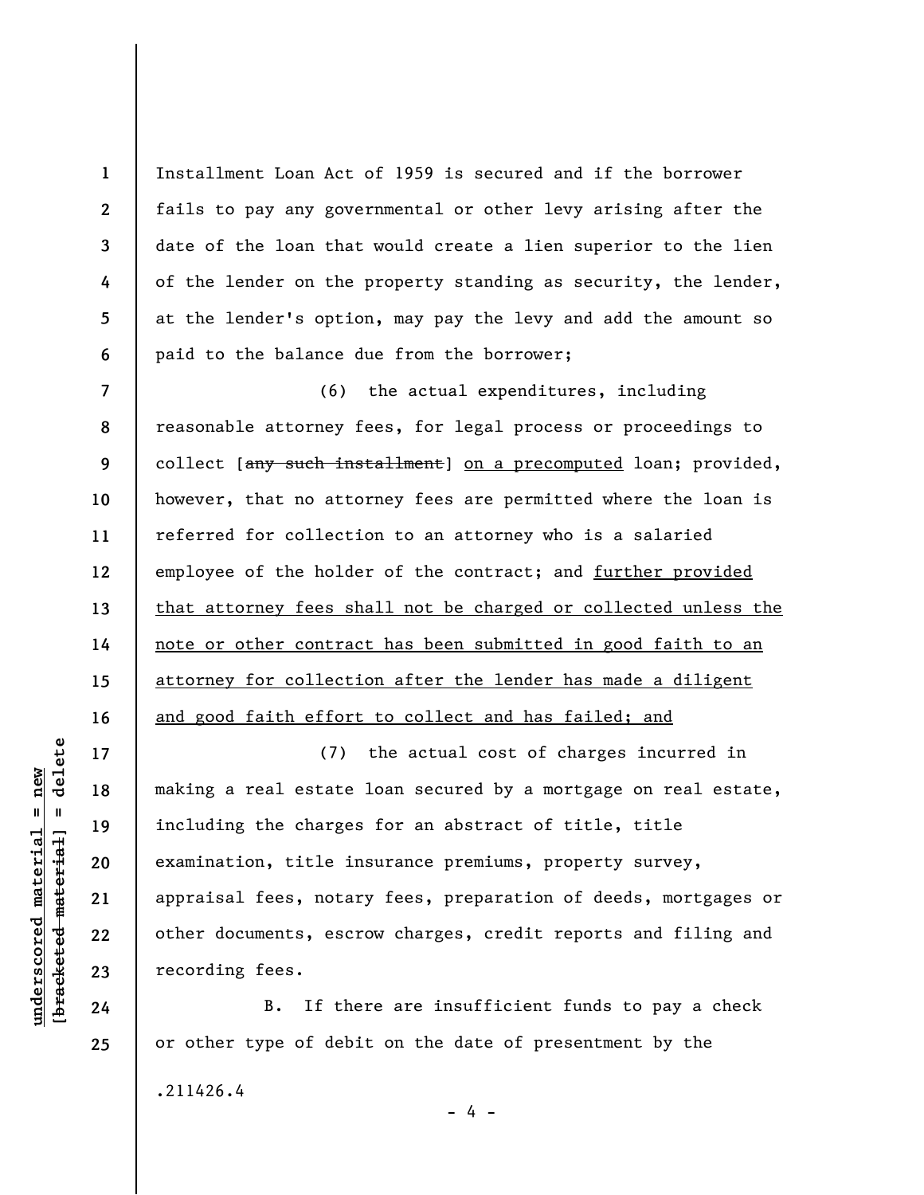Installment Loan Act of 1959 is secured and if the borrower fails to pay any governmental or other levy arising after the date of the loan that would create a lien superior to the lien of the lender on the property standing as security, the lender, at the lender's option, may pay the levy and add the amount so paid to the balance due from the borrower;

(6) the actual expenditures, including reasonable attorney fees, for legal process or proceedings to collect [~~any such installment~~] <u>on a precomputed</u> loan; provided, however, that no attorney fees are permitted where the loan is referred for collection to an attorney who is a salaried employee of the holder of the contract; and <u>further provided that attorney fees shall not be charged or collected unless the note or other contract has been submitted in good faith to an attorney for collection after the lender has made a diligent and good faith effort to collect and has failed; and</u>

(7) the actual cost of charges incurred in making a real estate loan secured by a mortgage on real estate, including the charges for an abstract of title, title examination, title insurance premiums, property survey, appraisal fees, notary fees, preparation of deeds, mortgages or other documents, escrow charges, credit reports and filing and recording fees.

B. If there are insufficient funds to pay a check or other type of debit on the date of presentment by the

.211426.4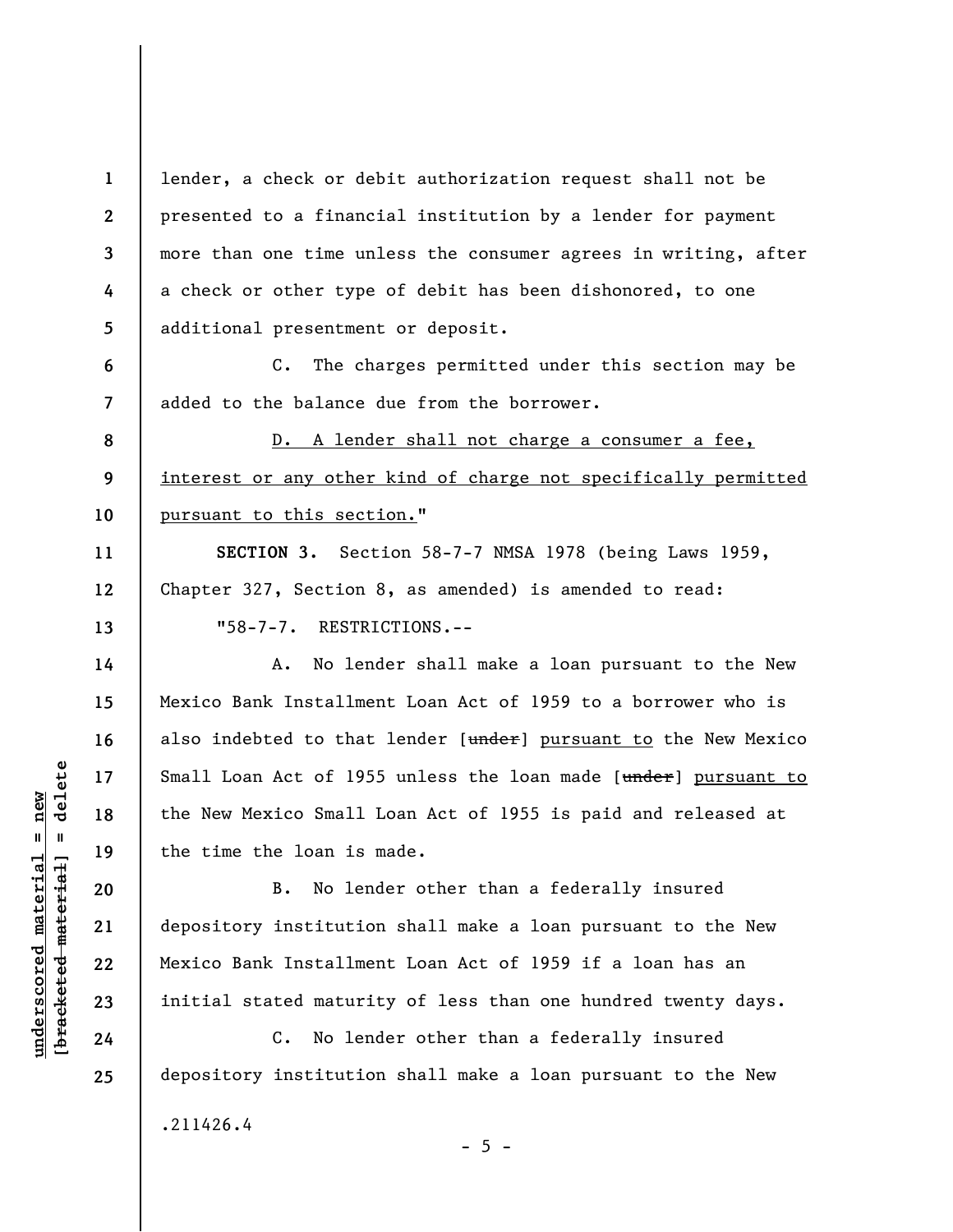lender, a check or debit authorization request shall not be presented to a financial institution by a lender for payment more than one time unless the consumer agrees in writing, after a check or other type of debit has been dishonored, to one additional presentment or deposit.

C. The charges permitted under this section may be added to the balance due from the borrower.

<u>D. A lender shall not charge a consumer a fee, interest or any other kind of charge not specifically permitted pursuant to this section.</u>"

**SECTION 3.** Section 58-7-7 NMSA 1978 (being Laws 1959, Chapter 327, Section 8, as amended) is amended to read:

"58-7-7. RESTRICTIONS.--

A. No lender shall make a loan pursuant to the New Mexico Bank Installment Loan Act of 1959 to a borrower who is also indebted to that lender [~~under~~] <u>pursuant to</u> the New Mexico Small Loan Act of 1955 unless the loan made [~~under~~] <u>pursuant to</u> the New Mexico Small Loan Act of 1955 is paid and released at the time the loan is made.

B. No lender other than a federally insured depository institution shall make a loan pursuant to the New Mexico Bank Installment Loan Act of 1959 if a loan has an initial stated maturity of less than one hundred twenty days.

C. No lender other than a federally insured depository institution shall make a loan pursuant to the New

.211426.4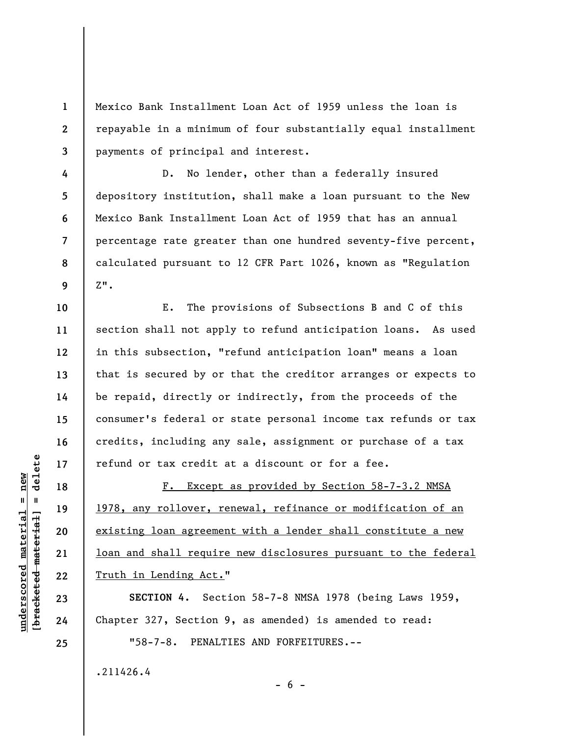Mexico Bank Installment Loan Act of 1959 unless the loan is repayable in a minimum of four substantially equal installment payments of principal and interest.

D. No lender, other than a federally insured depository institution, shall make a loan pursuant to the New Mexico Bank Installment Loan Act of 1959 that has an annual percentage rate greater than one hundred seventy-five percent, calculated pursuant to 12 CFR Part 1026, known as "Regulation Z".

E. The provisions of Subsections B and C of this section shall not apply to refund anticipation loans. As used in this subsection, "refund anticipation loan" means a loan that is secured by or that the creditor arranges or expects to be repaid, directly or indirectly, from the proceeds of the consumer's federal or state personal income tax refunds or tax credits, including any sale, assignment or purchase of a tax refund or tax credit at a discount or for a fee.

<u>F. Except as provided by Section 58-7-3.2 NMSA 1978, any rollover, renewal, refinance or modification of an existing loan agreement with a lender shall constitute a new loan and shall require new disclosures pursuant to the federal Truth in Lending Act.</u>"

**SECTION 4.** Section 58-7-8 NMSA 1978 (being Laws 1959, Chapter 327, Section 9, as amended) is amended to read:

"58-7-8. PENALTIES AND FORFEITURES.--

.211426.4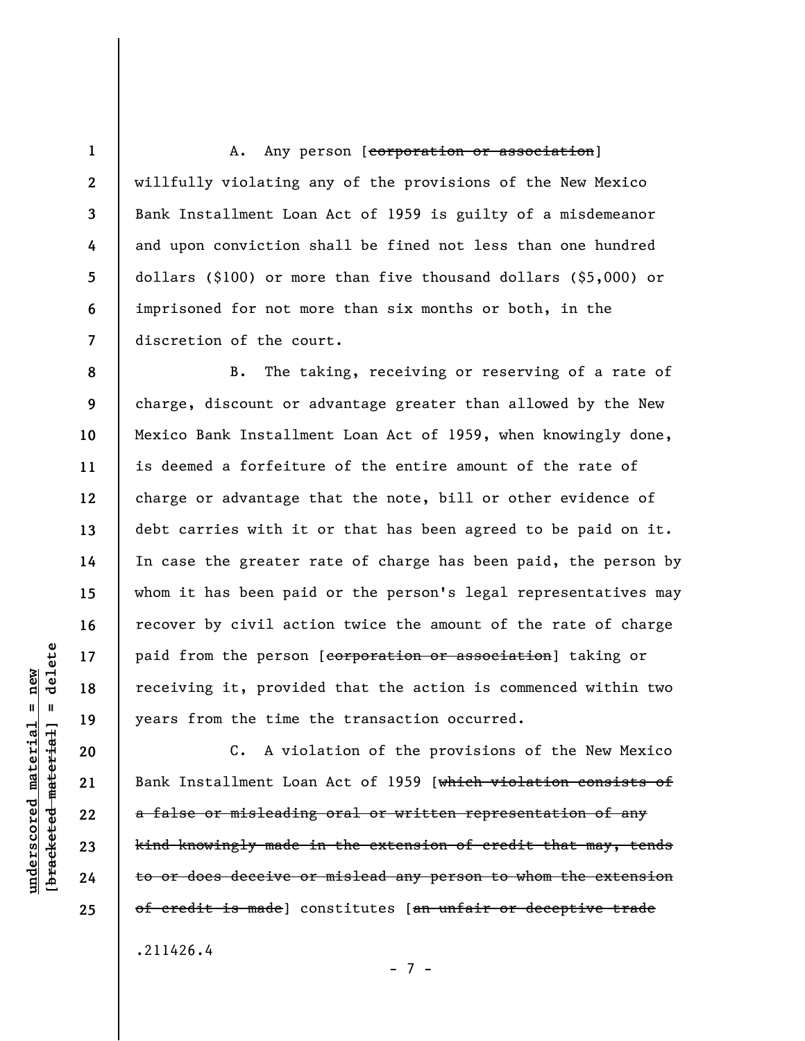A. Any person [~~corporation or association~~] willfully violating any of the provisions of the New Mexico Bank Installment Loan Act of 1959 is guilty of a misdemeanor and upon conviction shall be fined not less than one hundred dollars ($100) or more than five thousand dollars ($5,000) or imprisoned for not more than six months or both, in the discretion of the court.

B. The taking, receiving or reserving of a rate of charge, discount or advantage greater than allowed by the New Mexico Bank Installment Loan Act of 1959, when knowingly done, is deemed a forfeiture of the entire amount of the rate of charge or advantage that the note, bill or other evidence of debt carries with it or that has been agreed to be paid on it. In case the greater rate of charge has been paid, the person by whom it has been paid or the person's legal representatives may recover by civil action twice the amount of the rate of charge paid from the person [~~corporation or association~~] taking or receiving it, provided that the action is commenced within two years from the time the transaction occurred.

C. A violation of the provisions of the New Mexico Bank Installment Loan Act of 1959 [~~which violation consists of a false or misleading oral or written representation of any kind knowingly made in the extension of credit that may, tends to or does deceive or mislead any person to whom the extension of credit is made~~] constitutes [~~an unfair or deceptive trade~~

.211426.4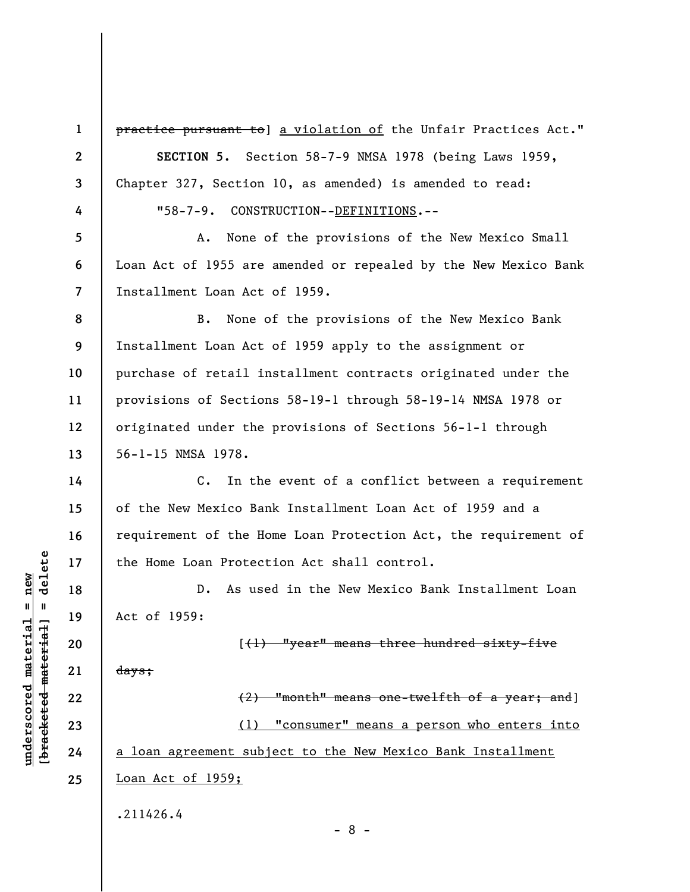~~practice pursuant to~~] <u>a violation of</u> the Unfair Practices Act."

**SECTION 5.** Section 58-7-9 NMSA 1978 (being Laws 1959, Chapter 327, Section 10, as amended) is amended to read:

"58-7-9. CONSTRUCTION--<u>DEFINITIONS</u>.--

A. None of the provisions of the New Mexico Small Loan Act of 1955 are amended or repealed by the New Mexico Bank Installment Loan Act of 1959.

B. None of the provisions of the New Mexico Bank Installment Loan Act of 1959 apply to the assignment or purchase of retail installment contracts originated under the provisions of Sections 58-19-1 through 58-19-14 NMSA 1978 or originated under the provisions of Sections 56-1-1 through 56-1-15 NMSA 1978.

C. In the event of a conflict between a requirement of the New Mexico Bank Installment Loan Act of 1959 and a requirement of the Home Loan Protection Act, the requirement of the Home Loan Protection Act shall control.

D. As used in the New Mexico Bank Installment Loan Act of 1959:

[~~(1) "year" means three hundred sixty-five days;~~

~~(2) "month" means one-twelfth of a year; and~~]

<u>(1) "consumer" means a person who enters into a loan agreement subject to the New Mexico Bank Installment Loan Act of 1959;</u>

.211426.4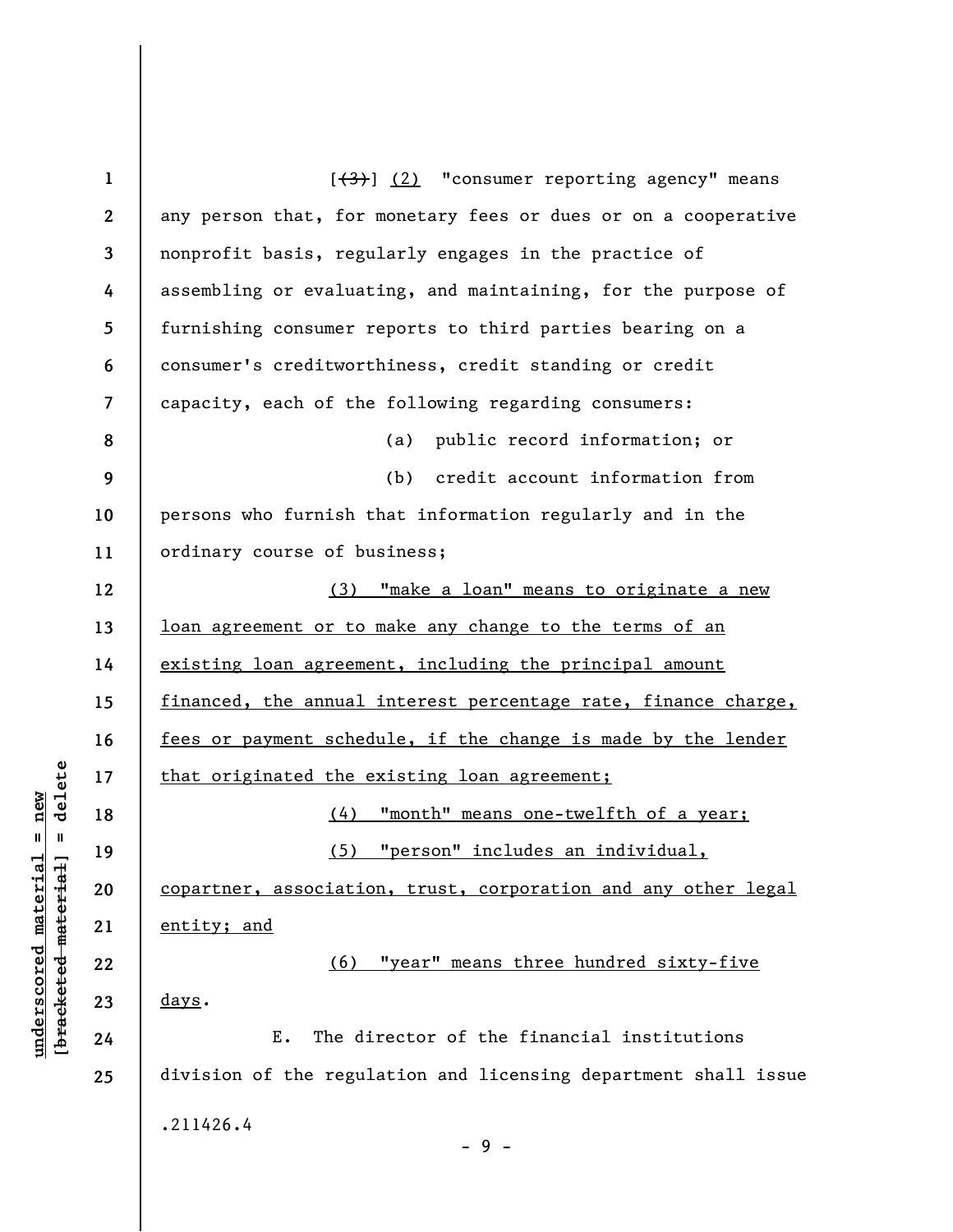[~~(3)~~] <u>(2)</u> "consumer reporting agency" means any person that, for monetary fees or dues or on a cooperative nonprofit basis, regularly engages in the practice of assembling or evaluating, and maintaining, for the purpose of furnishing consumer reports to third parties bearing on a consumer's creditworthiness, credit standing or credit capacity, each of the following regarding consumers:

(a) public record information; or

(b) credit account information from persons who furnish that information regularly and in the ordinary course of business;

<u>(3) "make a loan" means to originate a new loan agreement or to make any change to the terms of an existing loan agreement, including the principal amount financed, the annual interest percentage rate, finance charge, fees or payment schedule, if the change is made by the lender that originated the existing loan agreement;</u>

<u>(4) "month" means one-twelfth of a year;</u>

<u>(5) "person" includes an individual, copartner, association, trust, corporation and any other legal entity; and</u>

<u>(6) "year" means three hundred sixty-five days</u>.

E. The director of the financial institutions division of the regulation and licensing department shall issue

.211426.4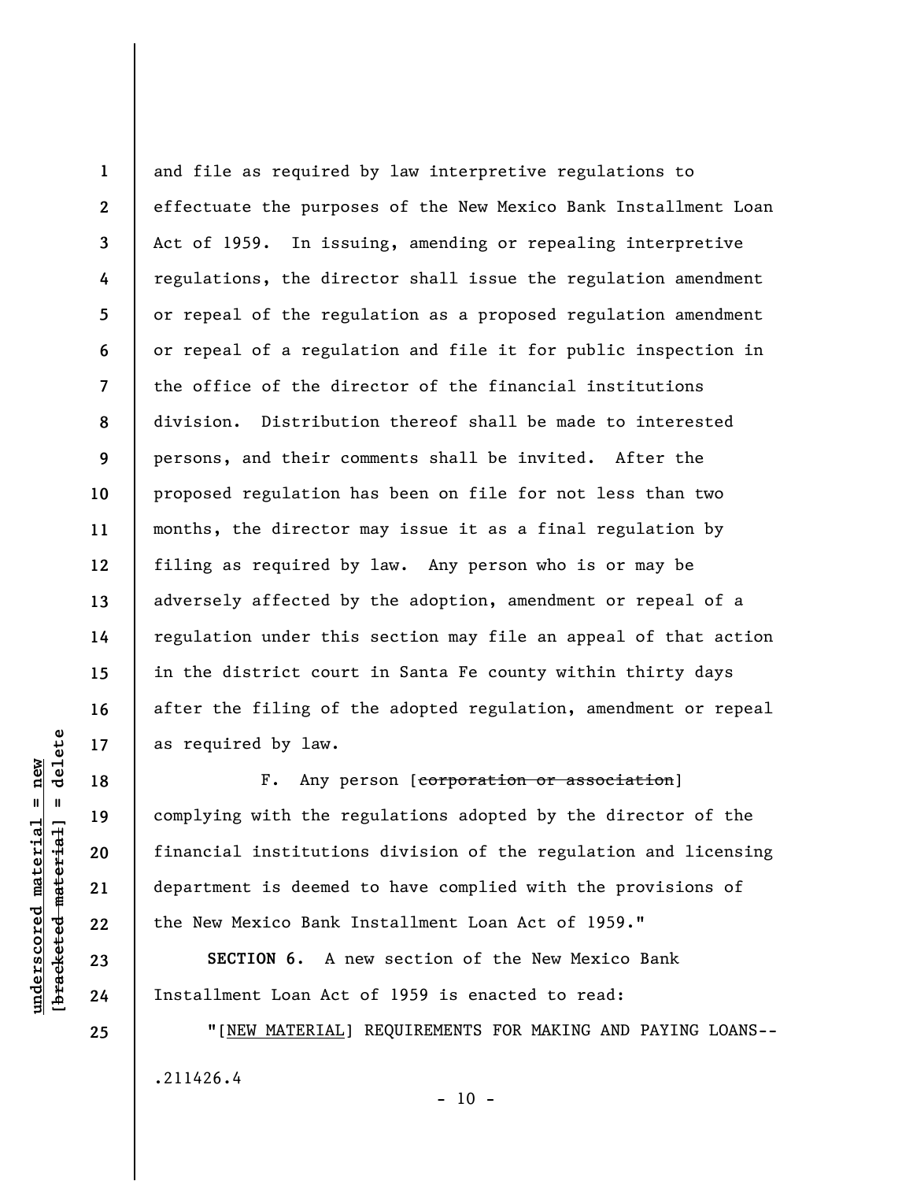and file as required by law interpretive regulations to effectuate the purposes of the New Mexico Bank Installment Loan Act of 1959. In issuing, amending or repealing interpretive regulations, the director shall issue the regulation amendment or repeal of the regulation as a proposed regulation amendment or repeal of a regulation and file it for public inspection in the office of the director of the financial institutions division. Distribution thereof shall be made to interested persons, and their comments shall be invited. After the proposed regulation has been on file for not less than two months, the director may issue it as a final regulation by filing as required by law. Any person who is or may be adversely affected by the adoption, amendment or repeal of a regulation under this section may file an appeal of that action in the district court in Santa Fe county within thirty days after the filing of the adopted regulation, amendment or repeal as required by law.

F. Any person [~~corporation or association~~] complying with the regulations adopted by the director of the financial institutions division of the regulation and licensing department is deemed to have complied with the provisions of the New Mexico Bank Installment Loan Act of 1959."

**SECTION 6.** A new section of the New Mexico Bank Installment Loan Act of 1959 is enacted to read:

"[<u>NEW MATERIAL</u>] REQUIREMENTS FOR MAKING AND PAYING LOANS--

.211426.4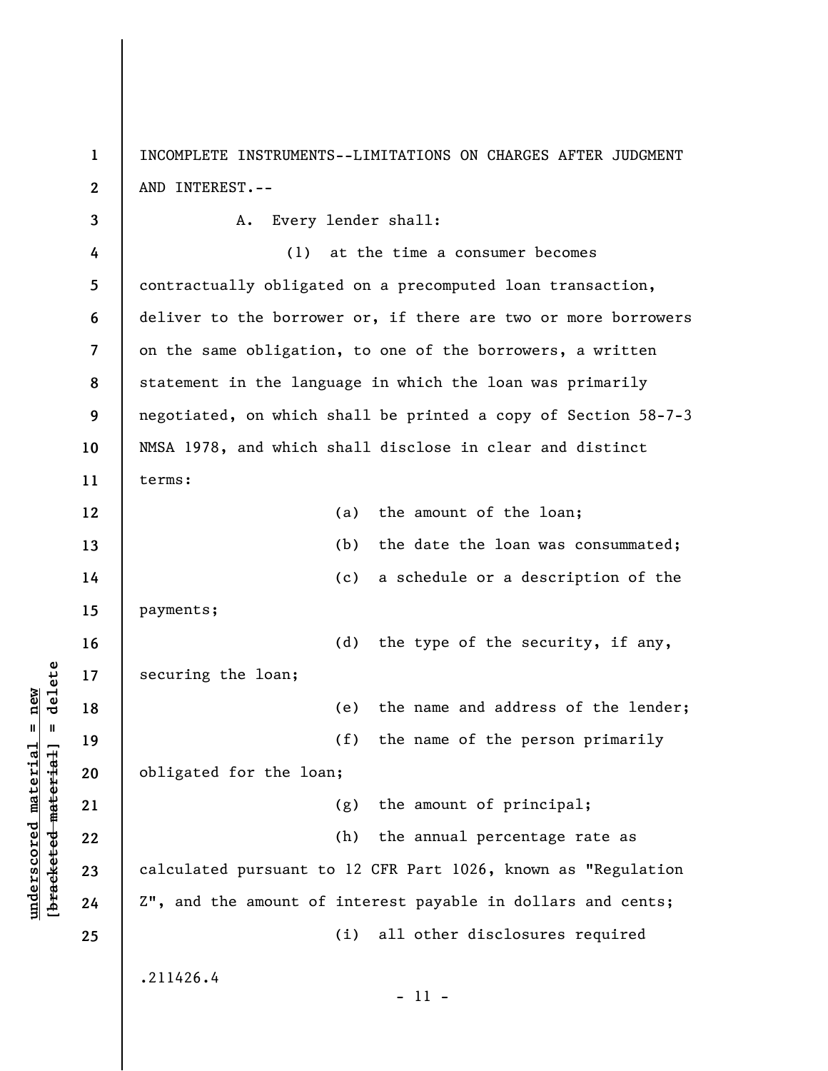INCOMPLETE INSTRUMENTS--LIMITATIONS ON CHARGES AFTER JUDGMENT AND INTEREST.--

A. Every lender shall:

(1) at the time a consumer becomes contractually obligated on a precomputed loan transaction, deliver to the borrower or, if there are two or more borrowers on the same obligation, to one of the borrowers, a written statement in the language in which the loan was primarily negotiated, on which shall be printed a copy of Section 58-7-3 NMSA 1978, and which shall disclose in clear and distinct terms:

(a) the amount of the loan;

(b) the date the loan was consummated;

(c) a schedule or a description of the payments;

(d) the type of the security, if any, securing the loan;

(e) the name and address of the lender;

(f) the name of the person primarily obligated for the loan;

(g) the amount of principal;

(h) the annual percentage rate as calculated pursuant to 12 CFR Part 1026, known as "Regulation Z", and the amount of interest payable in dollars and cents;

(i) all other disclosures required

.211426.4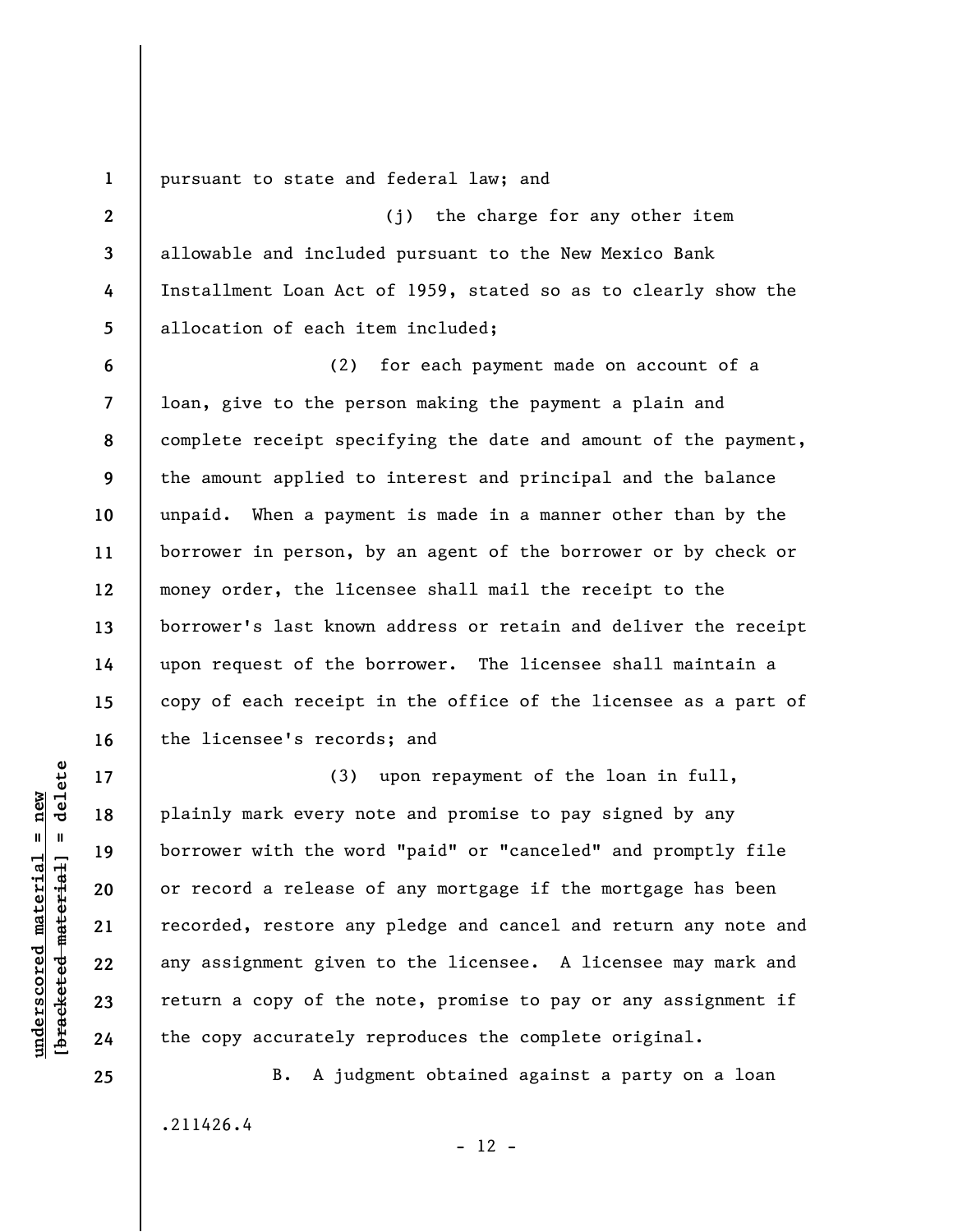pursuant to state and federal law; and

(j) the charge for any other item allowable and included pursuant to the New Mexico Bank Installment Loan Act of 1959, stated so as to clearly show the allocation of each item included;

(2) for each payment made on account of a loan, give to the person making the payment a plain and complete receipt specifying the date and amount of the payment, the amount applied to interest and principal and the balance unpaid. When a payment is made in a manner other than by the borrower in person, by an agent of the borrower or by check or money order, the licensee shall mail the receipt to the borrower's last known address or retain and deliver the receipt upon request of the borrower. The licensee shall maintain a copy of each receipt in the office of the licensee as a part of the licensee's records; and

(3) upon repayment of the loan in full, plainly mark every note and promise to pay signed by any borrower with the word "paid" or "canceled" and promptly file or record a release of any mortgage if the mortgage has been recorded, restore any pledge and cancel and return any note and any assignment given to the licensee. A licensee may mark and return a copy of the note, promise to pay or any assignment if the copy accurately reproduces the complete original.

B. A judgment obtained against a party on a loan

.211426.4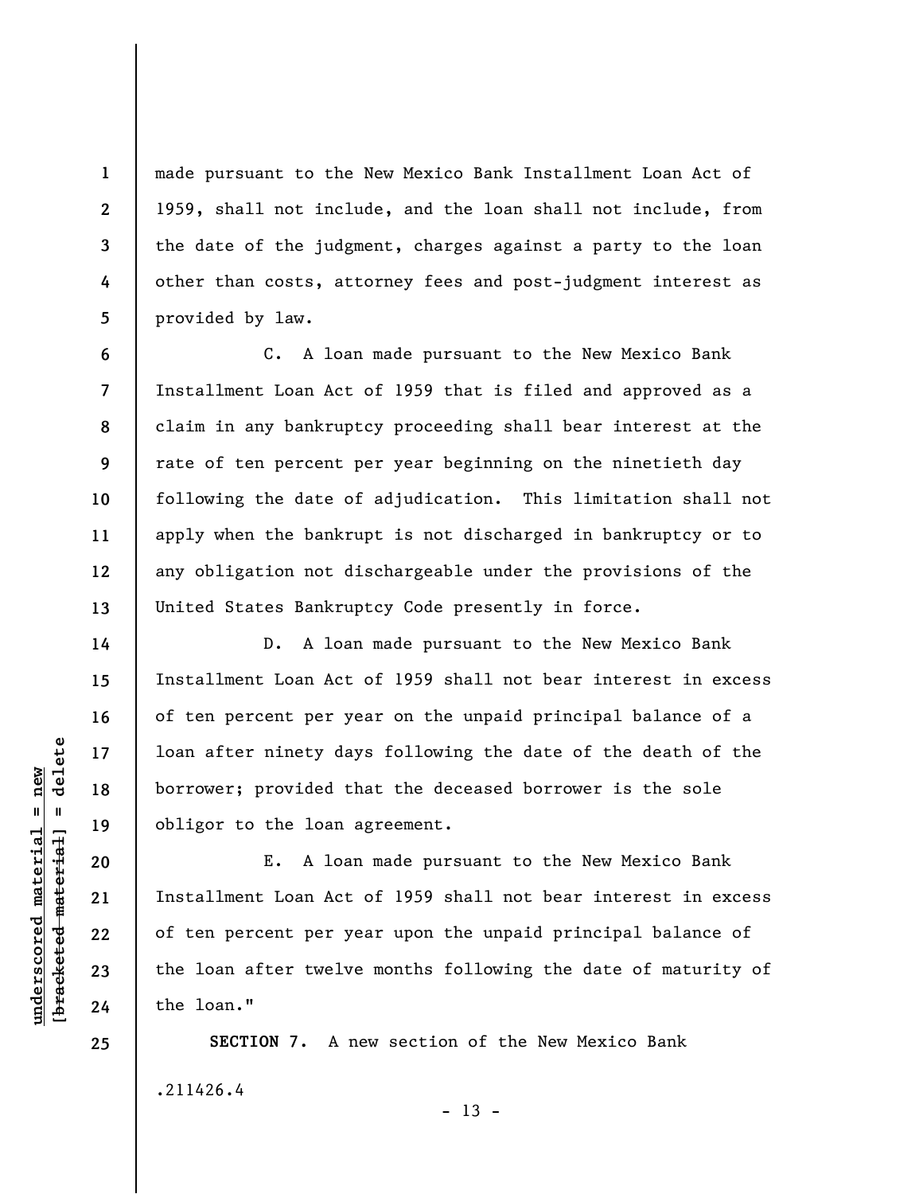made pursuant to the New Mexico Bank Installment Loan Act of 1959, shall not include, and the loan shall not include, from the date of the judgment, charges against a party to the loan other than costs, attorney fees and post-judgment interest as provided by law.

C. A loan made pursuant to the New Mexico Bank Installment Loan Act of 1959 that is filed and approved as a claim in any bankruptcy proceeding shall bear interest at the rate of ten percent per year beginning on the ninetieth day following the date of adjudication. This limitation shall not apply when the bankrupt is not discharged in bankruptcy or to any obligation not dischargeable under the provisions of the United States Bankruptcy Code presently in force.

D. A loan made pursuant to the New Mexico Bank Installment Loan Act of 1959 shall not bear interest in excess of ten percent per year on the unpaid principal balance of a loan after ninety days following the date of the death of the borrower; provided that the deceased borrower is the sole obligor to the loan agreement.

E. A loan made pursuant to the New Mexico Bank Installment Loan Act of 1959 shall not bear interest in excess of ten percent per year upon the unpaid principal balance of the loan after twelve months following the date of maturity of the loan."

**SECTION 7.** A new section of the New Mexico Bank

.211426.4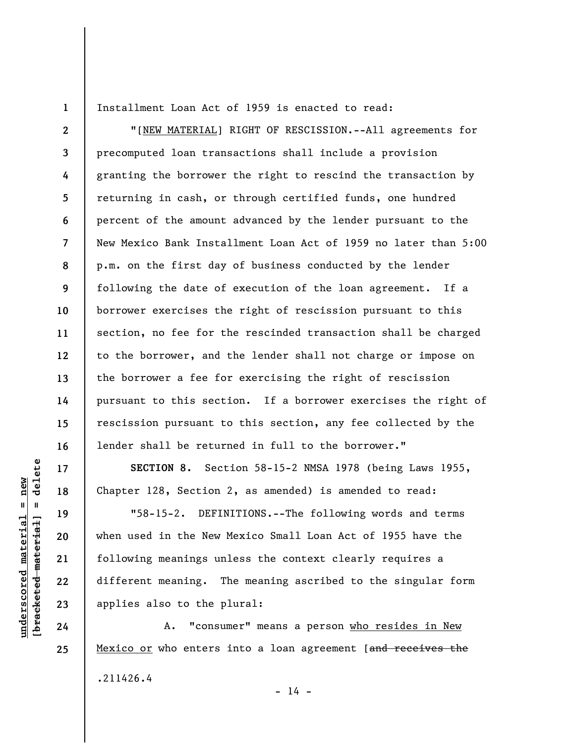Installment Loan Act of 1959 is enacted to read:

"[NEW MATERIAL] RIGHT OF RESCISSION.--All agreements for precomputed loan transactions shall include a provision granting the borrower the right to rescind the transaction by returning in cash, or through certified funds, one hundred percent of the amount advanced by the lender pursuant to the New Mexico Bank Installment Loan Act of 1959 no later than 5:00 p.m. on the first day of business conducted by the lender following the date of execution of the loan agreement. If a borrower exercises the right of rescission pursuant to this section, no fee for the rescinded transaction shall be charged to the borrower, and the lender shall not charge or impose on the borrower a fee for exercising the right of rescission pursuant to this section. If a borrower exercises the right of rescission pursuant to this section, any fee collected by the lender shall be returned in full to the borrower."

**SECTION 8.** Section 58-15-2 NMSA 1978 (being Laws 1955, Chapter 128, Section 2, as amended) is amended to read:

"58-15-2. DEFINITIONS.--The following words and terms when used in the New Mexico Small Loan Act of 1955 have the following meanings unless the context clearly requires a different meaning. The meaning ascribed to the singular form applies also to the plural:

A. "consumer" means a person who resides in New Mexico or who enters into a loan agreement [~~and receives the~~

.211426.4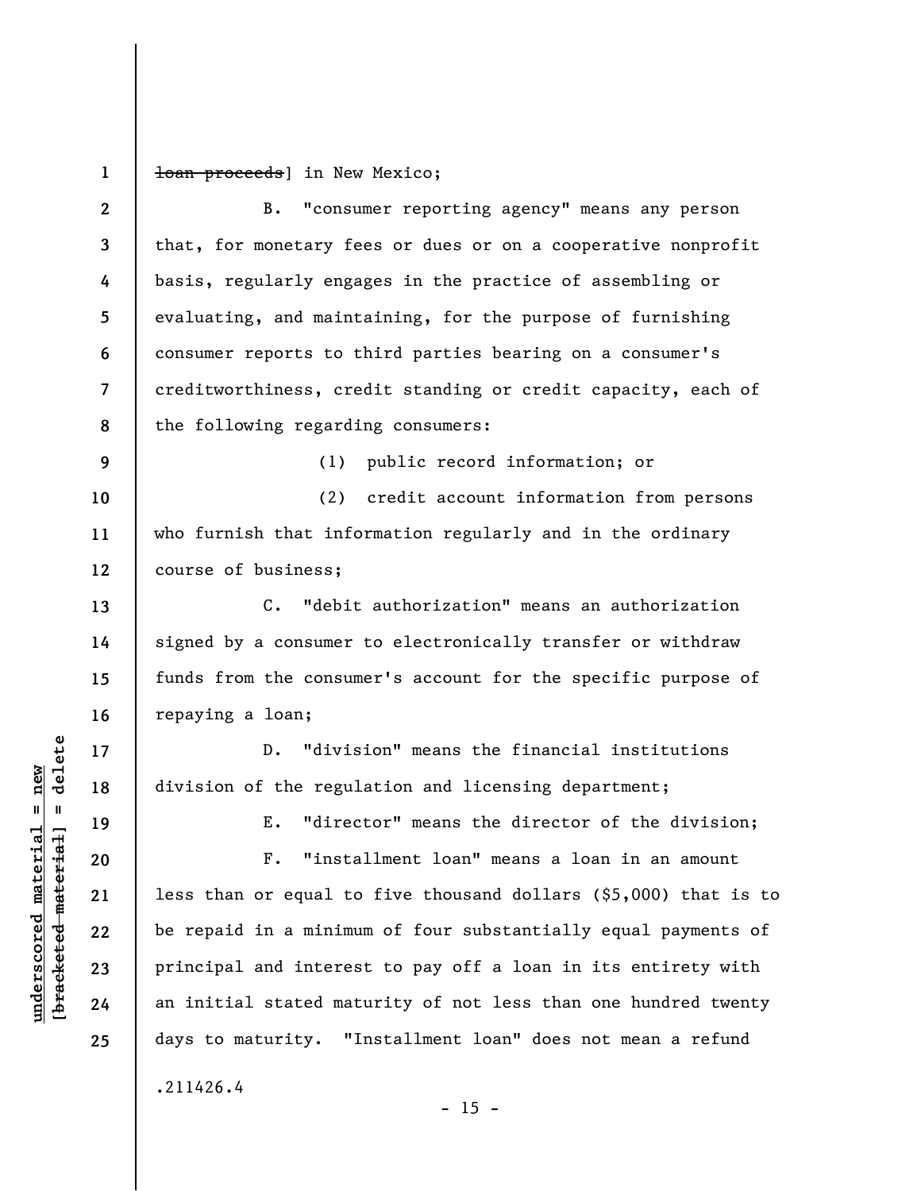~~loan proceeds~~] in New Mexico;

B. "consumer reporting agency" means any person that, for monetary fees or dues or on a cooperative nonprofit basis, regularly engages in the practice of assembling or evaluating, and maintaining, for the purpose of furnishing consumer reports to third parties bearing on a consumer's creditworthiness, credit standing or credit capacity, each of the following regarding consumers:

(1) public record information; or

(2) credit account information from persons who furnish that information regularly and in the ordinary course of business;

C. "debit authorization" means an authorization signed by a consumer to electronically transfer or withdraw funds from the consumer's account for the specific purpose of repaying a loan;

D. "division" means the financial institutions division of the regulation and licensing department;

E. "director" means the director of the division;

F. "installment loan" means a loan in an amount less than or equal to five thousand dollars ($5,000) that is to be repaid in a minimum of four substantially equal payments of principal and interest to pay off a loan in its entirety with an initial stated maturity of not less than one hundred twenty days to maturity. "Installment loan" does not mean a refund

.211426.4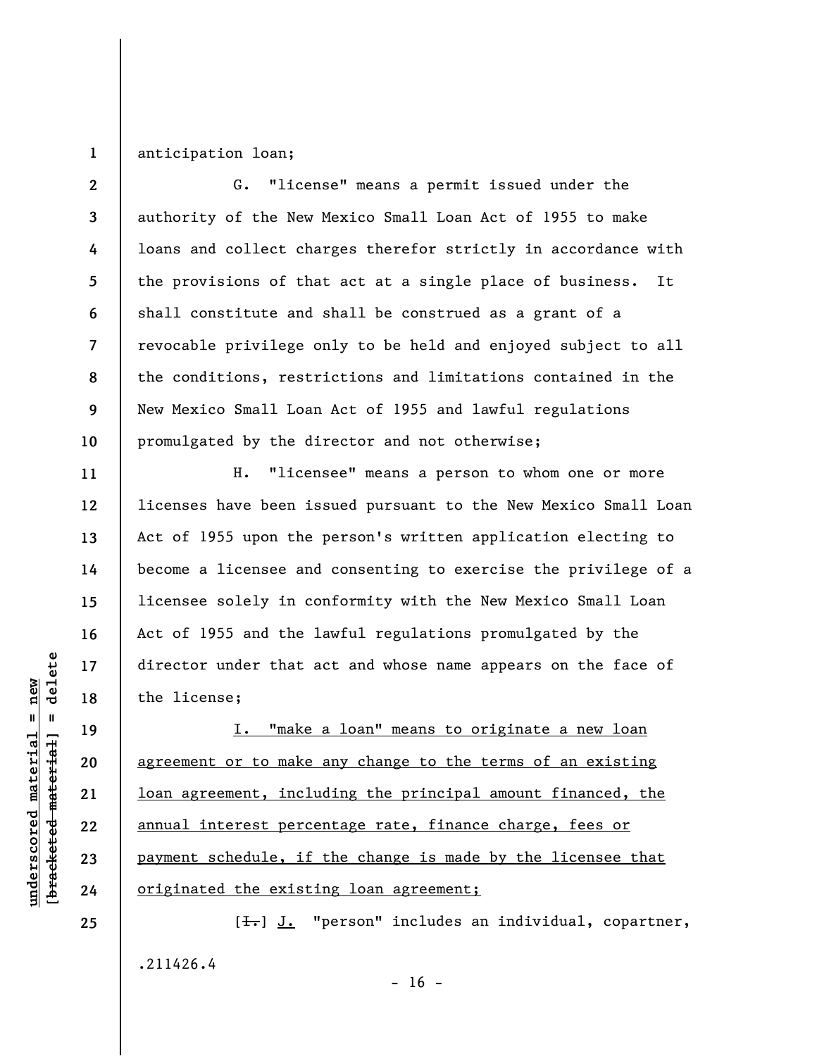anticipation loan;

G. "license" means a permit issued under the authority of the New Mexico Small Loan Act of 1955 to make loans and collect charges therefor strictly in accordance with the provisions of that act at a single place of business. It shall constitute and shall be construed as a grant of a revocable privilege only to be held and enjoyed subject to all the conditions, restrictions and limitations contained in the New Mexico Small Loan Act of 1955 and lawful regulations promulgated by the director and not otherwise;

H. "licensee" means a person to whom one or more licenses have been issued pursuant to the New Mexico Small Loan Act of 1955 upon the person's written application electing to become a licensee and consenting to exercise the privilege of a licensee solely in conformity with the New Mexico Small Loan Act of 1955 and the lawful regulations promulgated by the director under that act and whose name appears on the face of the license;

<u>I. "make a loan" means to originate a new loan agreement or to make any change to the terms of an existing loan agreement, including the principal amount financed, the annual interest percentage rate, finance charge, fees or payment schedule, if the change is made by the licensee that originated the existing loan agreement;</u>

[~~I.~~] <u>J.</u> "person" includes an individual, copartner,

.211426.4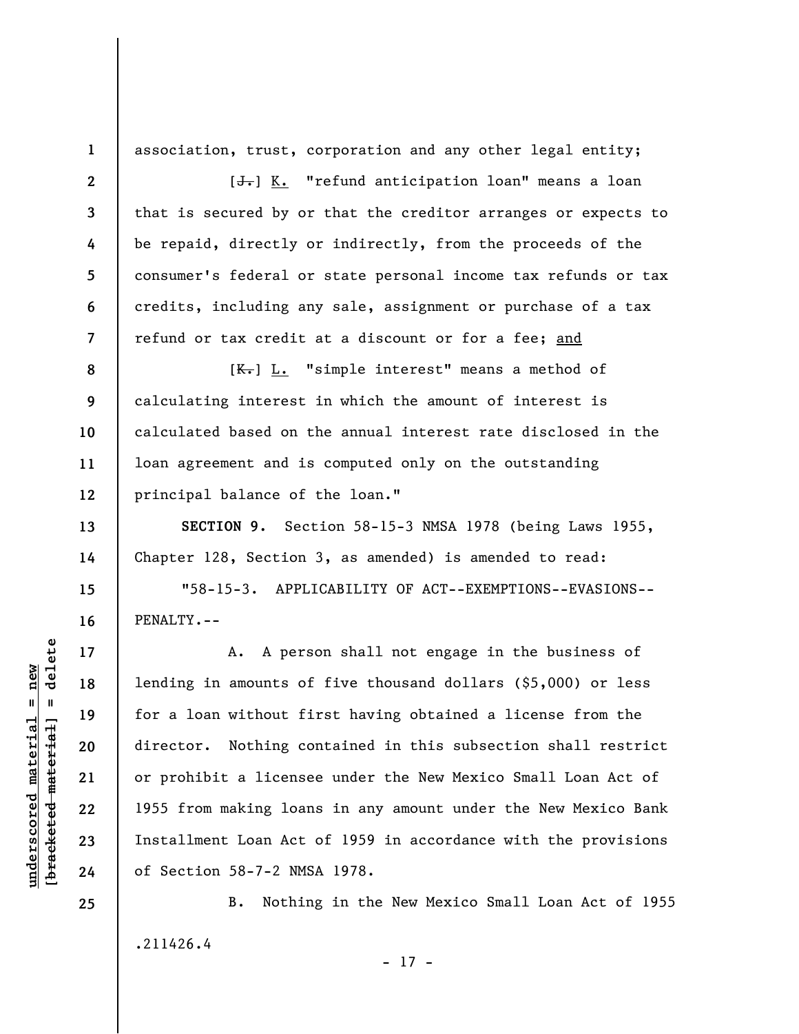association, trust, corporation and any other legal entity;

[~~J.~~] K. "refund anticipation loan" means a loan that is secured by or that the creditor arranges or expects to be repaid, directly or indirectly, from the proceeds of the consumer's federal or state personal income tax refunds or tax credits, including any sale, assignment or purchase of a tax refund or tax credit at a discount or for a fee; and

[~~K.~~] L. "simple interest" means a method of calculating interest in which the amount of interest is calculated based on the annual interest rate disclosed in the loan agreement and is computed only on the outstanding principal balance of the loan."

**SECTION 9.** Section 58-15-3 NMSA 1978 (being Laws 1955, Chapter 128, Section 3, as amended) is amended to read:

"58-15-3. APPLICABILITY OF ACT--EXEMPTIONS--EVASIONS--PENALTY.--

A. A person shall not engage in the business of lending in amounts of five thousand dollars ($5,000) or less for a loan without first having obtained a license from the director. Nothing contained in this subsection shall restrict or prohibit a licensee under the New Mexico Small Loan Act of 1955 from making loans in any amount under the New Mexico Bank Installment Loan Act of 1959 in accordance with the provisions of Section 58-7-2 NMSA 1978.

B. Nothing in the New Mexico Small Loan Act of 1955

.211426.4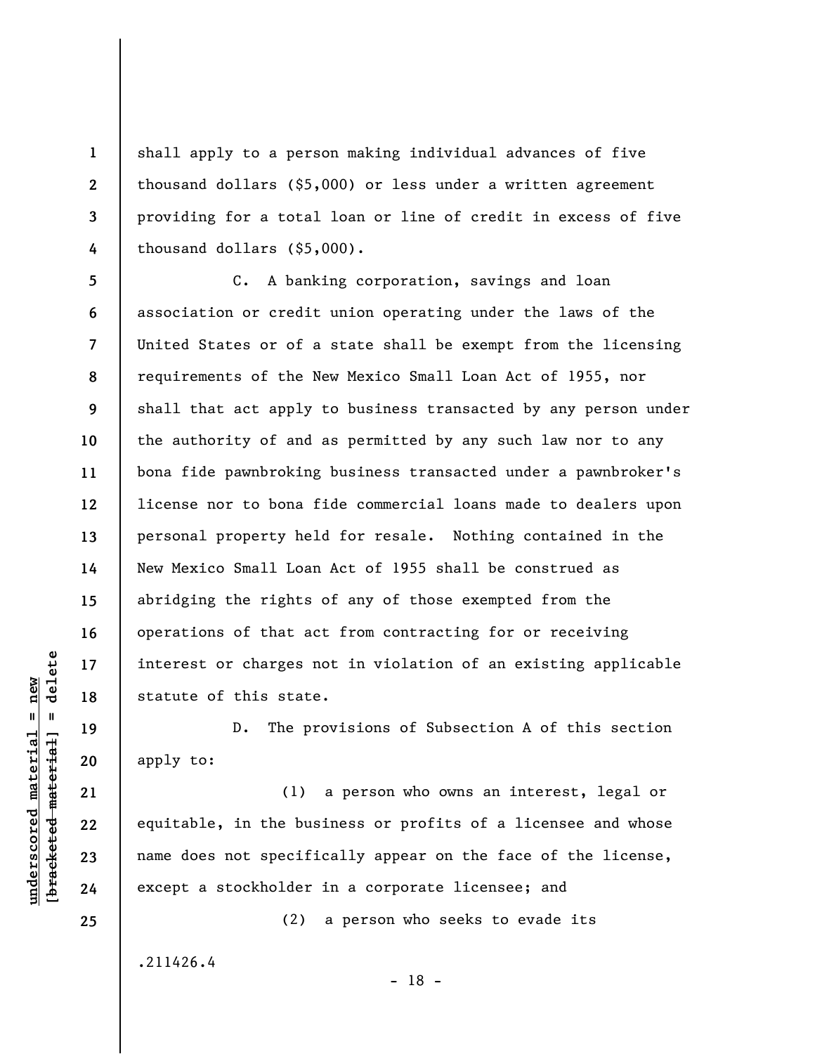shall apply to a person making individual advances of five thousand dollars ($5,000) or less under a written agreement providing for a total loan or line of credit in excess of five thousand dollars ($5,000).

C. A banking corporation, savings and loan association or credit union operating under the laws of the United States or of a state shall be exempt from the licensing requirements of the New Mexico Small Loan Act of 1955, nor shall that act apply to business transacted by any person under the authority of and as permitted by any such law nor to any bona fide pawnbroking business transacted under a pawnbroker's license nor to bona fide commercial loans made to dealers upon personal property held for resale. Nothing contained in the New Mexico Small Loan Act of 1955 shall be construed as abridging the rights of any of those exempted from the operations of that act from contracting for or receiving interest or charges not in violation of an existing applicable statute of this state.

D. The provisions of Subsection A of this section apply to:

(1) a person who owns an interest, legal or equitable, in the business or profits of a licensee and whose name does not specifically appear on the face of the license, except a stockholder in a corporate licensee; and

(2) a person who seeks to evade its

.211426.4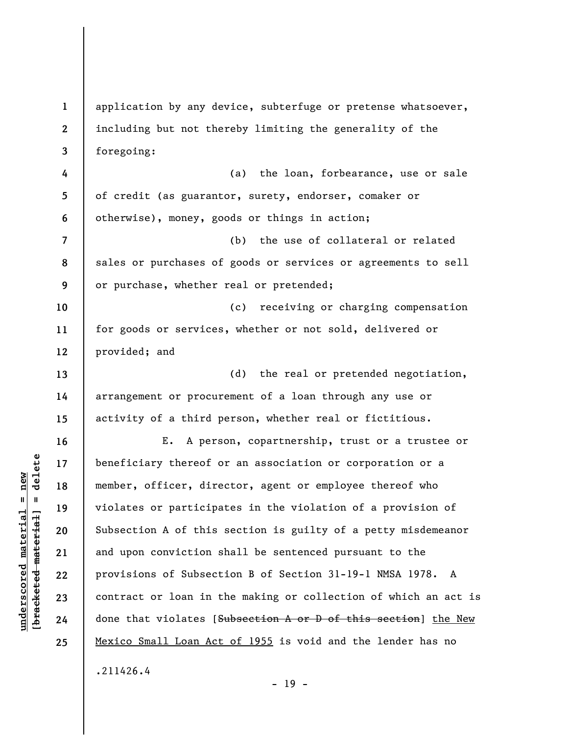application by any device, subterfuge or pretense whatsoever, including but not thereby limiting the generality of the foregoing:

(a) the loan, forbearance, use or sale of credit (as guarantor, surety, endorser, comaker or otherwise), money, goods or things in action;

(b) the use of collateral or related sales or purchases of goods or services or agreements to sell or purchase, whether real or pretended;

(c) receiving or charging compensation for goods or services, whether or not sold, delivered or provided; and

(d) the real or pretended negotiation, arrangement or procurement of a loan through any use or activity of a third person, whether real or fictitious.

E. A person, copartnership, trust or a trustee or beneficiary thereof or an association or corporation or a member, officer, director, agent or employee thereof who violates or participates in the violation of a provision of Subsection A of this section is guilty of a petty misdemeanor and upon conviction shall be sentenced pursuant to the provisions of Subsection B of Section 31-19-1 NMSA 1978. A contract or loan in the making or collection of which an act is done that violates [~~Subsection A or D of this section~~] <u>the New Mexico Small Loan Act of 1955</u> is void and the lender has no

.211426.4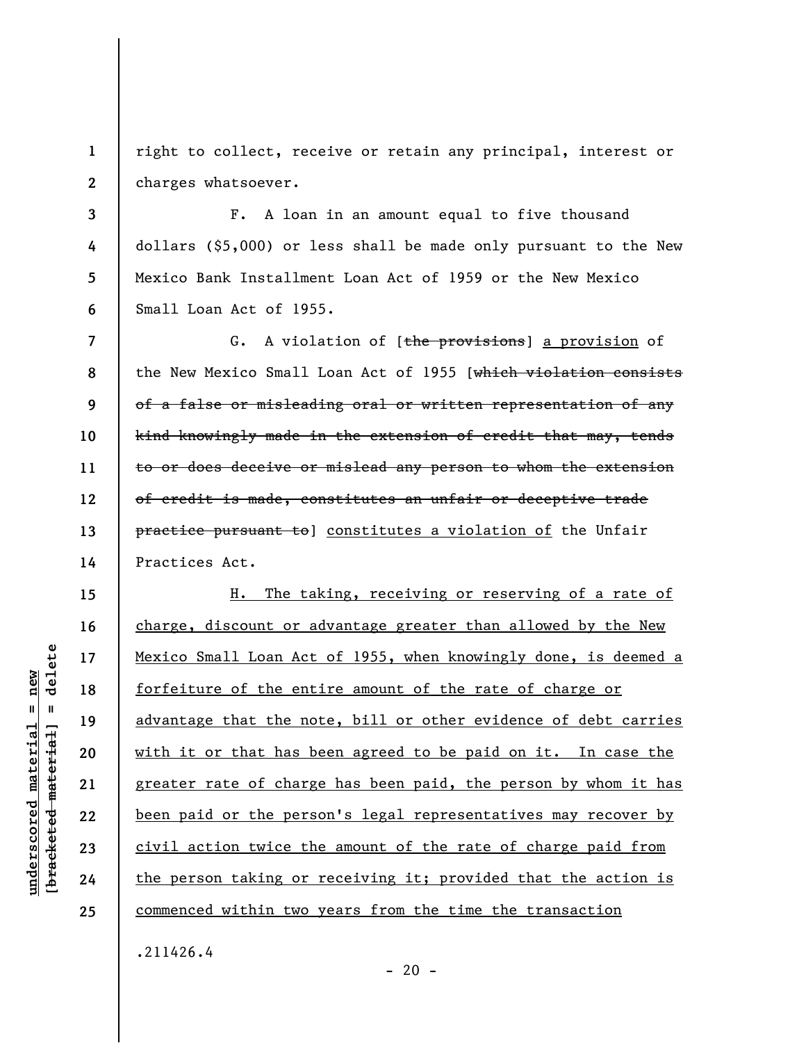right to collect, receive or retain any principal, interest or charges whatsoever.

F. A loan in an amount equal to five thousand dollars ($5,000) or less shall be made only pursuant to the New Mexico Bank Installment Loan Act of 1959 or the New Mexico Small Loan Act of 1955.

G. A violation of [~~the provisions~~] a provision of the New Mexico Small Loan Act of 1955 [~~which violation consists of a false or misleading oral or written representation of any kind knowingly made in the extension of credit that may, tends to or does deceive or mislead any person to whom the extension of credit is made, constitutes an unfair or deceptive trade practice pursuant to~~] constitutes a violation of the Unfair Practices Act.

H. The taking, receiving or reserving of a rate of charge, discount or advantage greater than allowed by the New Mexico Small Loan Act of 1955, when knowingly done, is deemed a forfeiture of the entire amount of the rate of charge or advantage that the note, bill or other evidence of debt carries with it or that has been agreed to be paid on it. In case the greater rate of charge has been paid, the person by whom it has been paid or the person's legal representatives may recover by civil action twice the amount of the rate of charge paid from the person taking or receiving it; provided that the action is commenced within two years from the time the transaction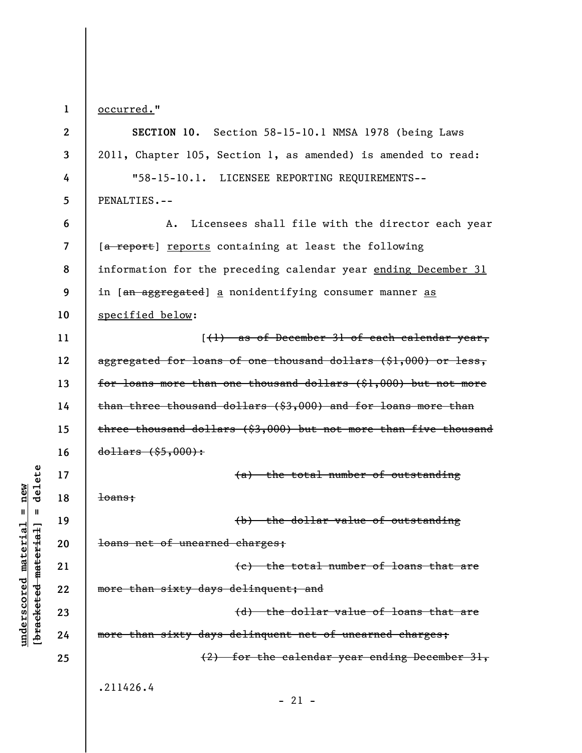occurred."

**SECTION 10.** Section 58-15-10.1 NMSA 1978 (being Laws 2011, Chapter 105, Section 1, as amended) is amended to read:

"58-15-10.1. LICENSEE REPORTING REQUIREMENTS--PENALTIES.--

A. Licensees shall file with the director each year [~~a report~~] reports containing at least the following information for the preceding calendar year ending December 31 in [~~an aggregated~~] a nonidentifying consumer manner as specified below:

[~~(1) as of December 31 of each calendar year, aggregated for loans of one thousand dollars ($1,000) or less, for loans more than one thousand dollars ($1,000) but not more than three thousand dollars ($3,000) and for loans more than three thousand dollars ($3,000) but not more than five thousand dollars ($5,000):~~

~~(a) the total number of outstanding loans;~~

~~(b) the dollar value of outstanding loans net of unearned charges;~~

~~(c) the total number of loans that are more than sixty days delinquent; and~~

~~(d) the dollar value of loans that are more than sixty days delinquent net of unearned charges;~~

~~(2) for the calendar year ending December 31,~~

.211426.4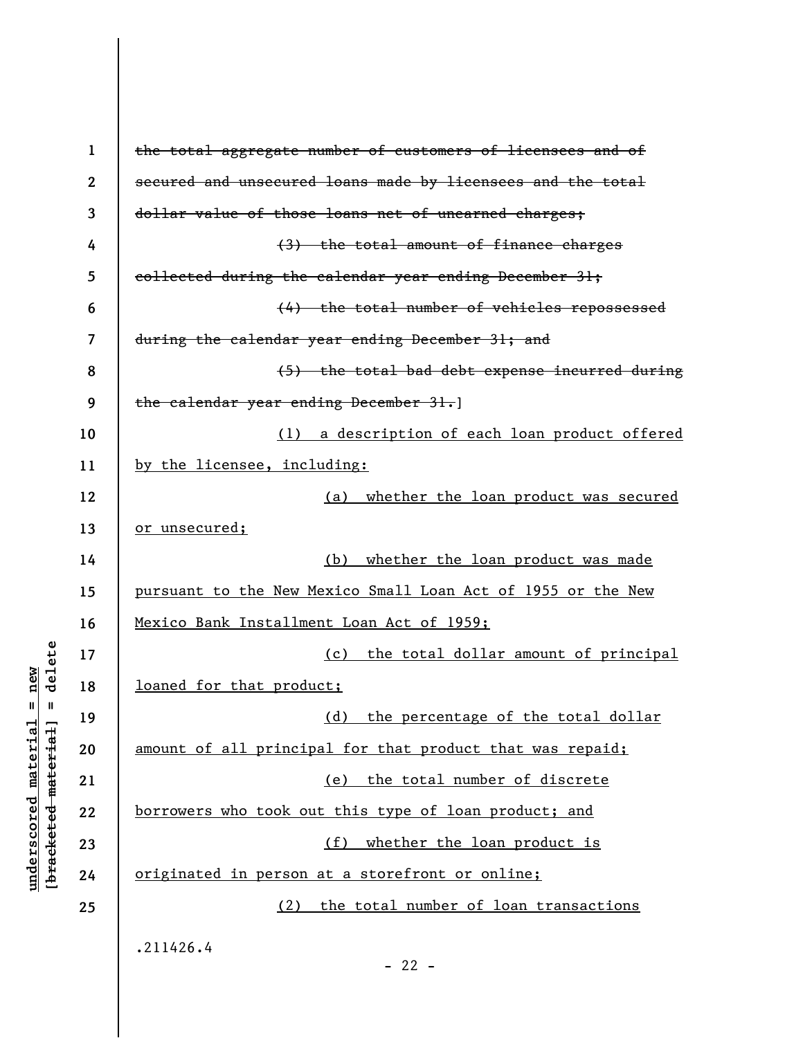~~the total aggregate number of customers of licensees and of secured and unsecured loans made by licensees and the total dollar value of those loans net of unearned charges;~~

~~(3) the total amount of finance charges collected during the calendar year ending December 31;~~

~~(4) the total number of vehicles repossessed during the calendar year ending December 31; and~~

~~(5) the total bad debt expense incurred during the calendar year ending December 31.~~]

<u>(1) a description of each loan product offered by the licensee, including:</u>

<u>(a) whether the loan product was secured or unsecured;</u>

<u>(b) whether the loan product was made pursuant to the New Mexico Small Loan Act of 1955 or the New Mexico Bank Installment Loan Act of 1959;</u>

<u>(c) the total dollar amount of principal loaned for that product;</u>

<u>(d) the percentage of the total dollar amount of all principal for that product that was repaid;</u>

<u>(e) the total number of discrete borrowers who took out this type of loan product; and</u>

<u>(f) whether the loan product is originated in person at a storefront or online;</u>

<u>(2) the total number of loan transactions</u>

.211426.4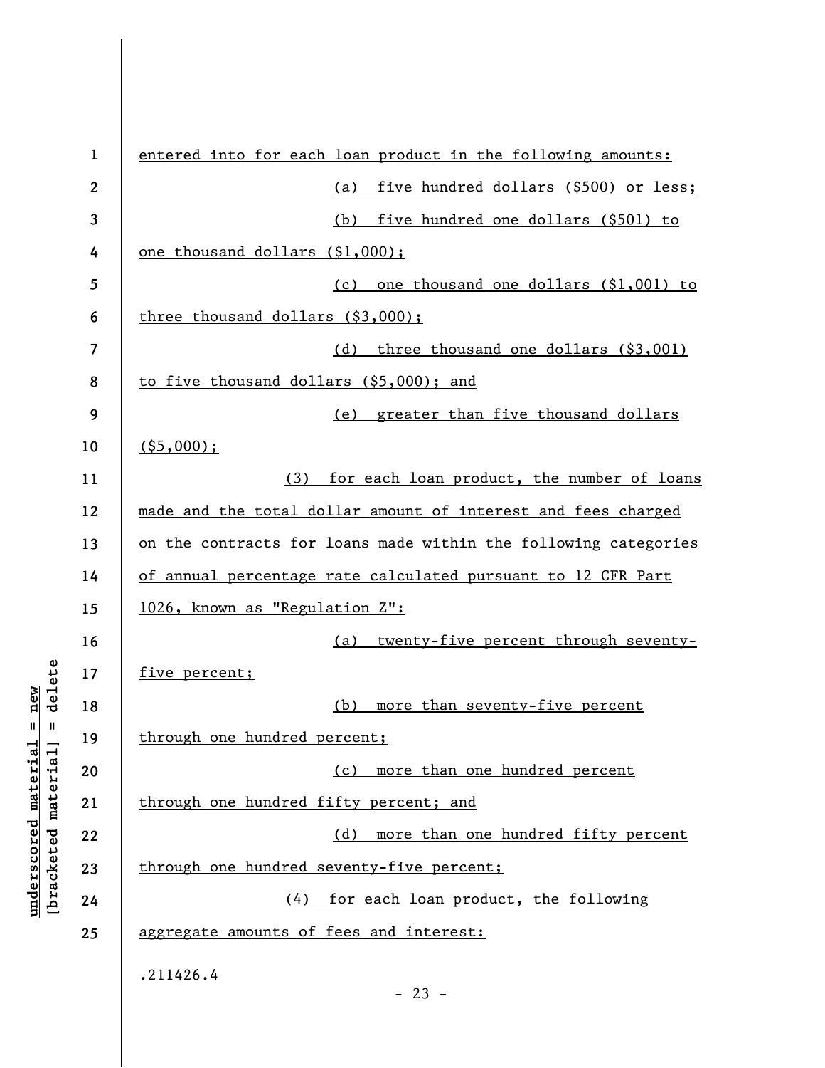entered into for each loan product in the following amounts:

(a) five hundred dollars ($500) or less;

(b) five hundred one dollars ($501) to one thousand dollars ($1,000);

(c) one thousand one dollars ($1,001) to three thousand dollars ($3,000);

(d) three thousand one dollars ($3,001) to five thousand dollars ($5,000); and

(e) greater than five thousand dollars ($5,000);

(3) for each loan product, the number of loans made and the total dollar amount of interest and fees charged on the contracts for loans made within the following categories of annual percentage rate calculated pursuant to 12 CFR Part 1026, known as "Regulation Z":

(a) twenty-five percent through seventy-five percent;

(b) more than seventy-five percent through one hundred percent;

(c) more than one hundred percent through one hundred fifty percent; and

(d) more than one hundred fifty percent through one hundred seventy-five percent;

(4) for each loan product, the following aggregate amounts of fees and interest:

.211426.4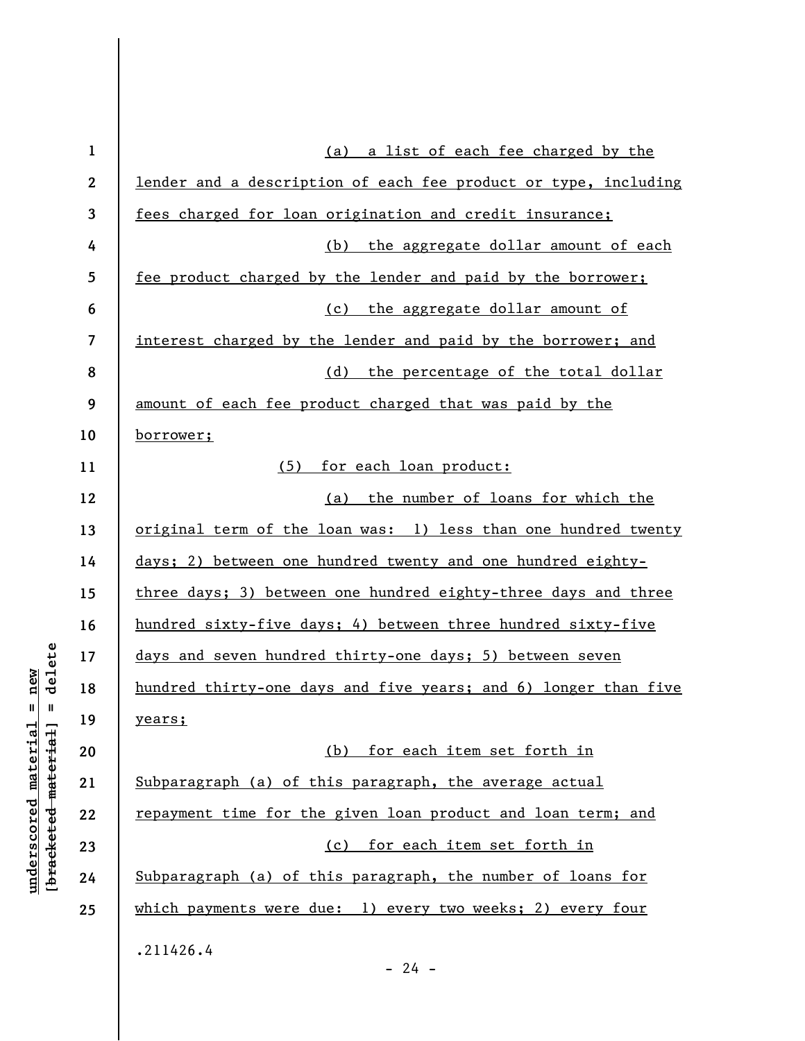(a) a list of each fee charged by the lender and a description of each fee product or type, including fees charged for loan origination and credit insurance;

(b) the aggregate dollar amount of each fee product charged by the lender and paid by the borrower;

(c) the aggregate dollar amount of interest charged by the lender and paid by the borrower; and

(d) the percentage of the total dollar amount of each fee product charged that was paid by the borrower;

(5) for each loan product:

(a) the number of loans for which the original term of the loan was: 1) less than one hundred twenty days; 2) between one hundred twenty and one hundred eighty-three days; 3) between one hundred eighty-three days and three hundred sixty-five days; 4) between three hundred sixty-five days and seven hundred thirty-one days; 5) between seven hundred thirty-one days and five years; and 6) longer than five years;

(b) for each item set forth in Subparagraph (a) of this paragraph, the average actual repayment time for the given loan product and loan term; and

(c) for each item set forth in Subparagraph (a) of this paragraph, the number of loans for which payments were due: 1) every two weeks; 2) every four

.211426.4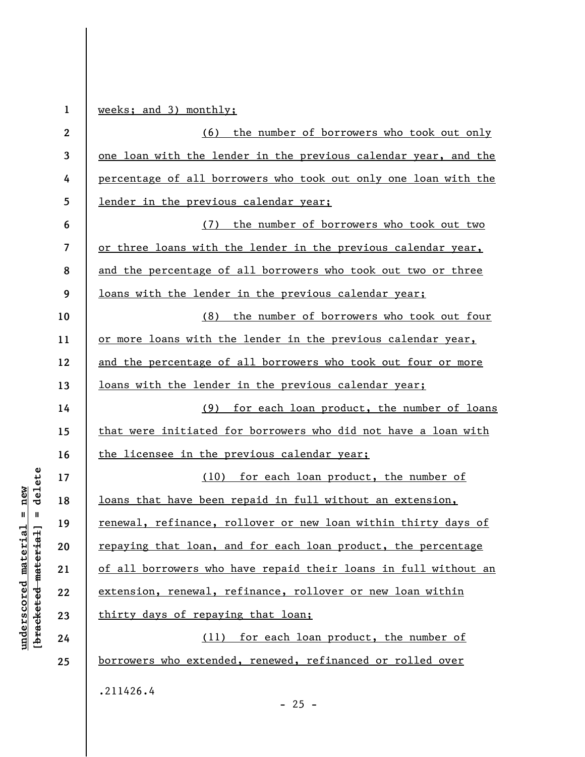weeks; and 3) monthly;

(6) the number of borrowers who took out only one loan with the lender in the previous calendar year, and the percentage of all borrowers who took out only one loan with the lender in the previous calendar year;

(7) the number of borrowers who took out two or three loans with the lender in the previous calendar year, and the percentage of all borrowers who took out two or three loans with the lender in the previous calendar year;

(8) the number of borrowers who took out four or more loans with the lender in the previous calendar year, and the percentage of all borrowers who took out four or more loans with the lender in the previous calendar year;

(9) for each loan product, the number of loans that were initiated for borrowers who did not have a loan with the licensee in the previous calendar year;

(10) for each loan product, the number of loans that have been repaid in full without an extension, renewal, refinance, rollover or new loan within thirty days of repaying that loan, and for each loan product, the percentage of all borrowers who have repaid their loans in full without an extension, renewal, refinance, rollover or new loan within thirty days of repaying that loan;

(11) for each loan product, the number of borrowers who extended, renewed, refinanced or rolled over

.211426.4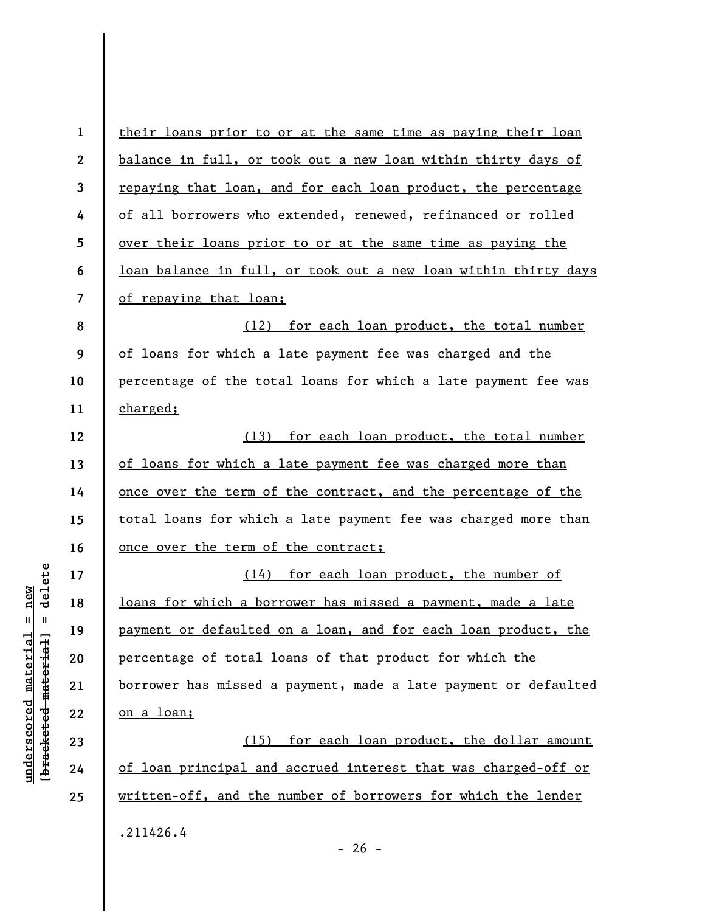their loans prior to or at the same time as paying their loan balance in full, or took out a new loan within thirty days of repaying that loan, and for each loan product, the percentage of all borrowers who extended, renewed, refinanced or rolled over their loans prior to or at the same time as paying the loan balance in full, or took out a new loan within thirty days of repaying that loan;

(12) for each loan product, the total number of loans for which a late payment fee was charged and the percentage of the total loans for which a late payment fee was charged;

(13) for each loan product, the total number of loans for which a late payment fee was charged more than once over the term of the contract, and the percentage of the total loans for which a late payment fee was charged more than once over the term of the contract;

(14) for each loan product, the number of loans for which a borrower has missed a payment, made a late payment or defaulted on a loan, and for each loan product, the percentage of total loans of that product for which the borrower has missed a payment, made a late payment or defaulted on a loan;

(15) for each loan product, the dollar amount of loan principal and accrued interest that was charged-off or written-off, and the number of borrowers for which the lender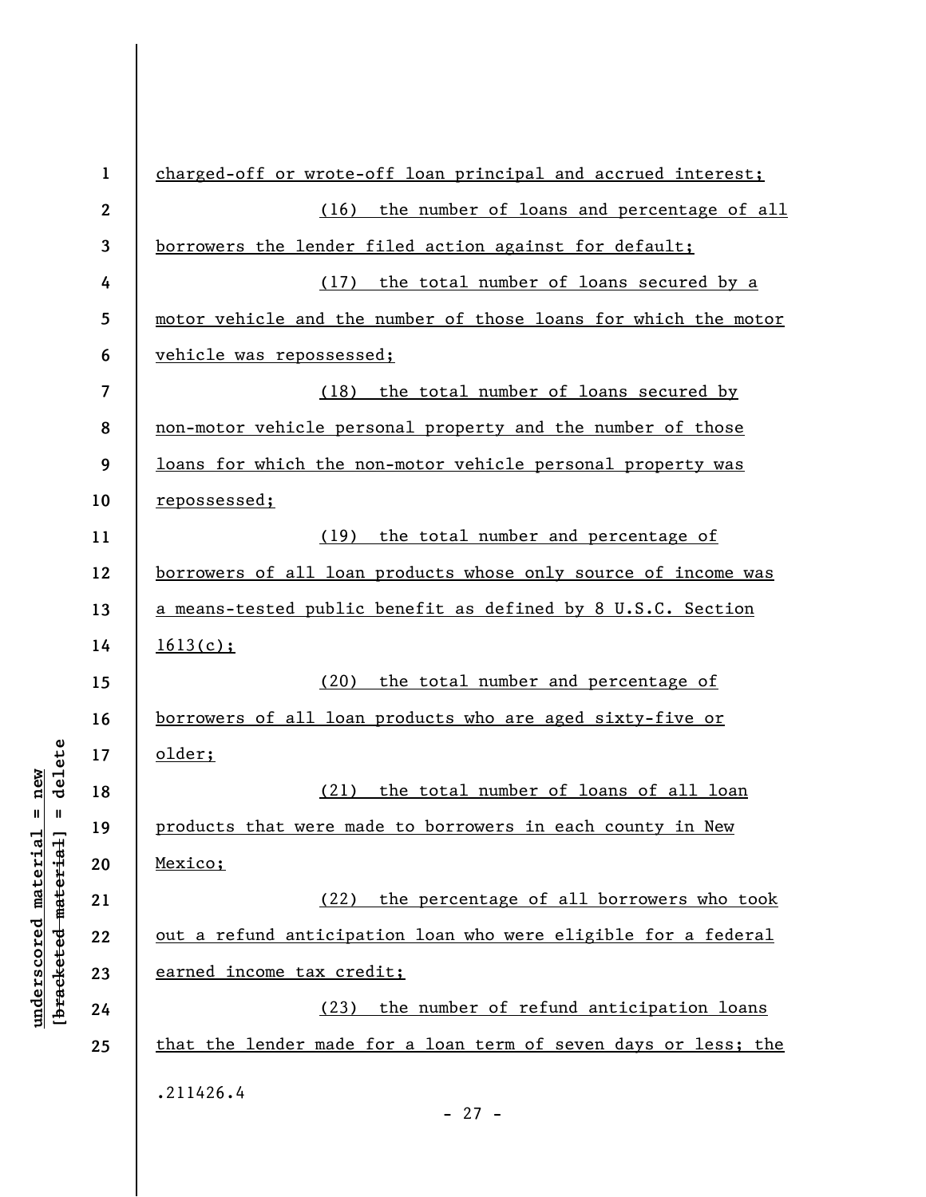charged-off or wrote-off loan principal and accrued interest;

(16) the number of loans and percentage of all borrowers the lender filed action against for default;

(17) the total number of loans secured by a motor vehicle and the number of those loans for which the motor vehicle was repossessed;

(18) the total number of loans secured by non-motor vehicle personal property and the number of those loans for which the non-motor vehicle personal property was repossessed;

(19) the total number and percentage of borrowers of all loan products whose only source of income was a means-tested public benefit as defined by 8 U.S.C. Section 1613(c);

(20) the total number and percentage of borrowers of all loan products who are aged sixty-five or older;

(21) the total number of loans of all loan products that were made to borrowers in each county in New Mexico;

(22) the percentage of all borrowers who took out a refund anticipation loan who were eligible for a federal earned income tax credit;

(23) the number of refund anticipation loans that the lender made for a loan term of seven days or less; the

.211426.4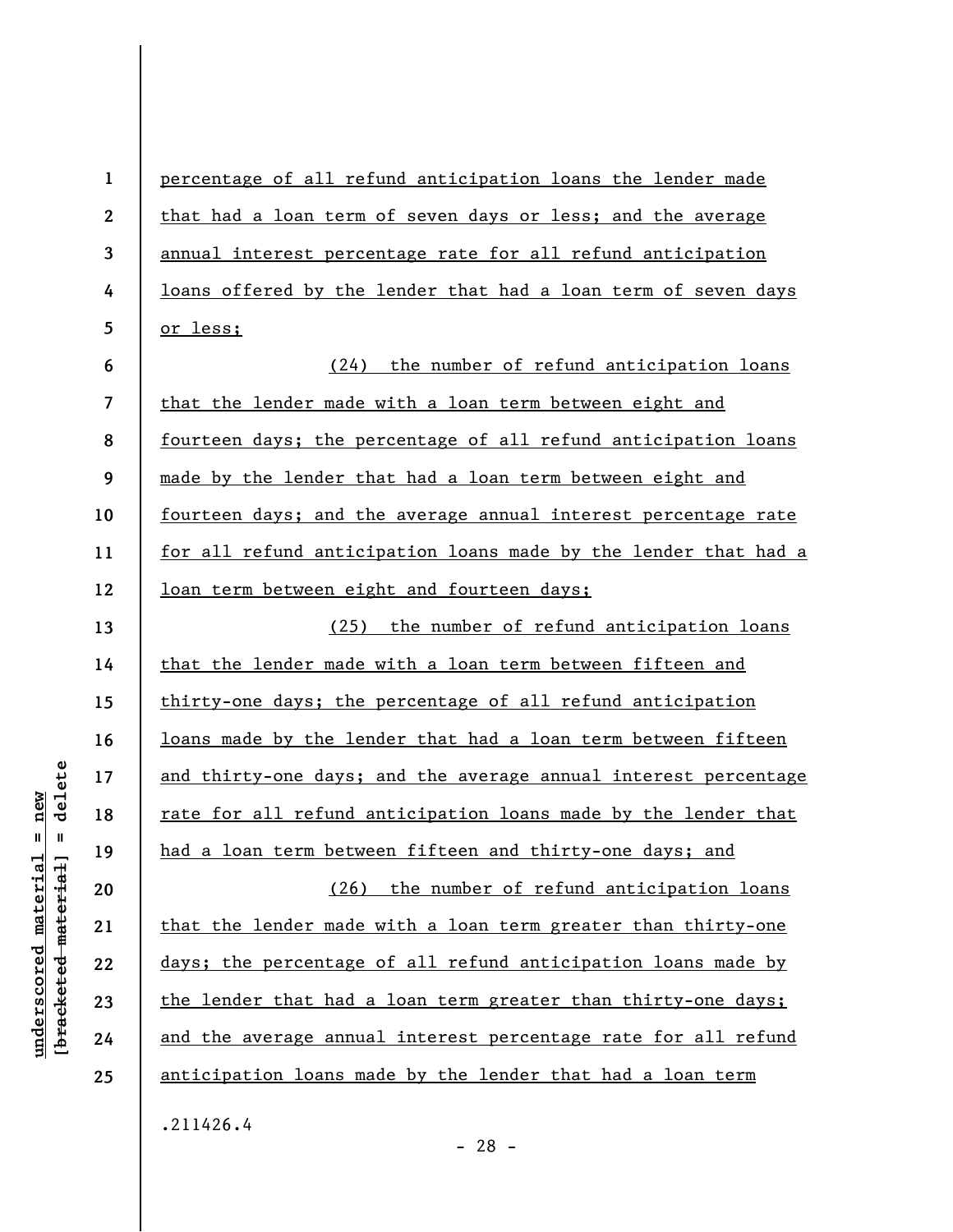percentage of all refund anticipation loans the lender made that had a loan term of seven days or less; and the average annual interest percentage rate for all refund anticipation loans offered by the lender that had a loan term of seven days or less;

(24) the number of refund anticipation loans that the lender made with a loan term between eight and fourteen days; the percentage of all refund anticipation loans made by the lender that had a loan term between eight and fourteen days; and the average annual interest percentage rate for all refund anticipation loans made by the lender that had a loan term between eight and fourteen days;

(25) the number of refund anticipation loans that the lender made with a loan term between fifteen and thirty-one days; the percentage of all refund anticipation loans made by the lender that had a loan term between fifteen and thirty-one days; and the average annual interest percentage rate for all refund anticipation loans made by the lender that had a loan term between fifteen and thirty-one days; and

(26) the number of refund anticipation loans that the lender made with a loan term greater than thirty-one days; the percentage of all refund anticipation loans made by the lender that had a loan term greater than thirty-one days; and the average annual interest percentage rate for all refund anticipation loans made by the lender that had a loan term

.211426.4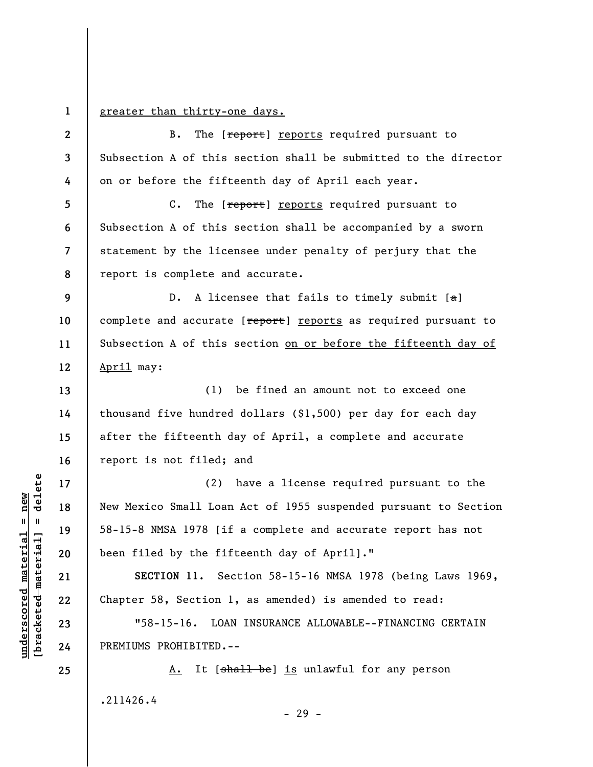<u>greater than thirty-one days.</u>

B. The [~~report~~] <u>reports</u> required pursuant to Subsection A of this section shall be submitted to the director on or before the fifteenth day of April each year.

C. The [~~report~~] <u>reports</u> required pursuant to Subsection A of this section shall be accompanied by a sworn statement by the licensee under penalty of perjury that the report is complete and accurate.

D. A licensee that fails to timely submit [~~a~~] complete and accurate [~~report~~] <u>reports</u> as required pursuant to Subsection A of this section <u>on or before the fifteenth day of April</u> may:

(1) be fined an amount not to exceed one thousand five hundred dollars ($1,500) per day for each day after the fifteenth day of April, a complete and accurate report is not filed; and

(2) have a license required pursuant to the New Mexico Small Loan Act of 1955 suspended pursuant to Section 58-15-8 NMSA 1978 [~~if a complete and accurate report has not been filed by the fifteenth day of April~~]."

**SECTION 11.** Section 58-15-16 NMSA 1978 (being Laws 1969, Chapter 58, Section 1, as amended) is amended to read:

"58-15-16. LOAN INSURANCE ALLOWABLE--FINANCING CERTAIN PREMIUMS PROHIBITED.--

<u>A.</u> It [~~shall be~~] <u>is</u> unlawful for any person

.211426.4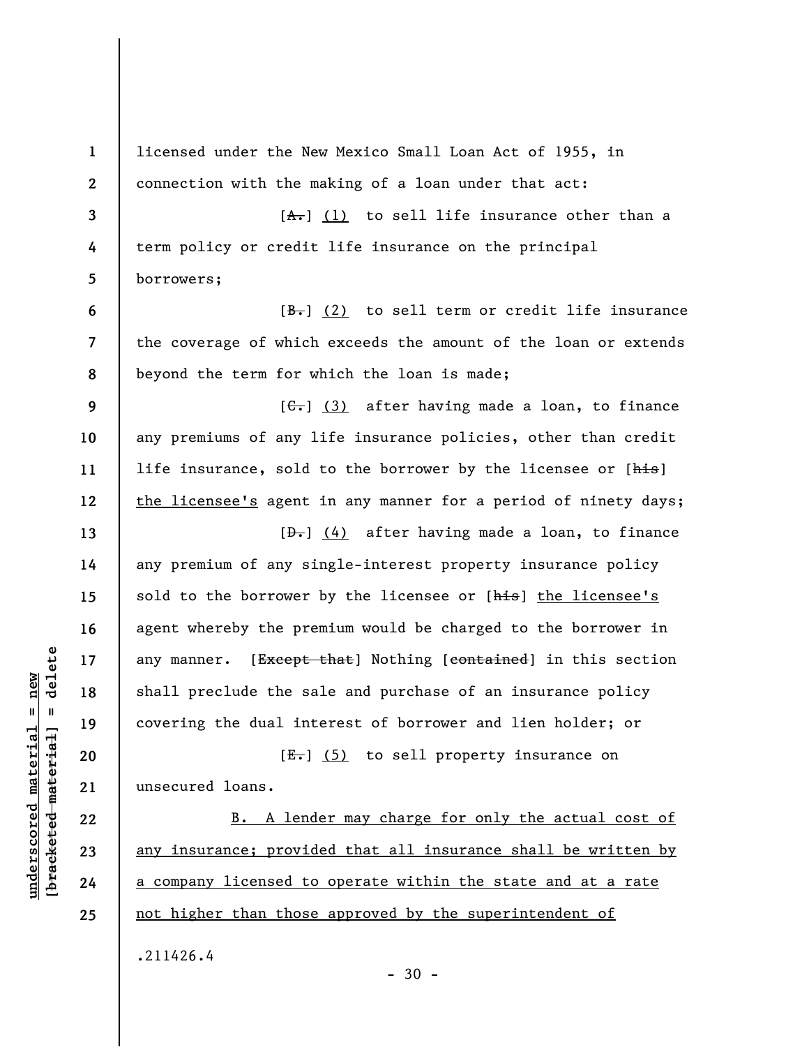licensed under the New Mexico Small Loan Act of 1955, in connection with the making of a loan under that act:

[~~A.~~] (1) to sell life insurance other than a term policy or credit life insurance on the principal borrowers;

[~~B.~~] (2) to sell term or credit life insurance the coverage of which exceeds the amount of the loan or extends beyond the term for which the loan is made;

[~~C.~~] (3) after having made a loan, to finance any premiums of any life insurance policies, other than credit life insurance, sold to the borrower by the licensee or [~~his~~] the licensee's agent in any manner for a period of ninety days;

[~~D.~~] (4) after having made a loan, to finance any premium of any single-interest property insurance policy sold to the borrower by the licensee or [~~his~~] the licensee's agent whereby the premium would be charged to the borrower in any manner. [~~Except that~~] Nothing [~~contained~~] in this section shall preclude the sale and purchase of an insurance policy covering the dual interest of borrower and lien holder; or

[~~E.~~] (5) to sell property insurance on unsecured loans.

B. A lender may charge for only the actual cost of any insurance; provided that all insurance shall be written by a company licensed to operate within the state and at a rate not higher than those approved by the superintendent of

.211426.4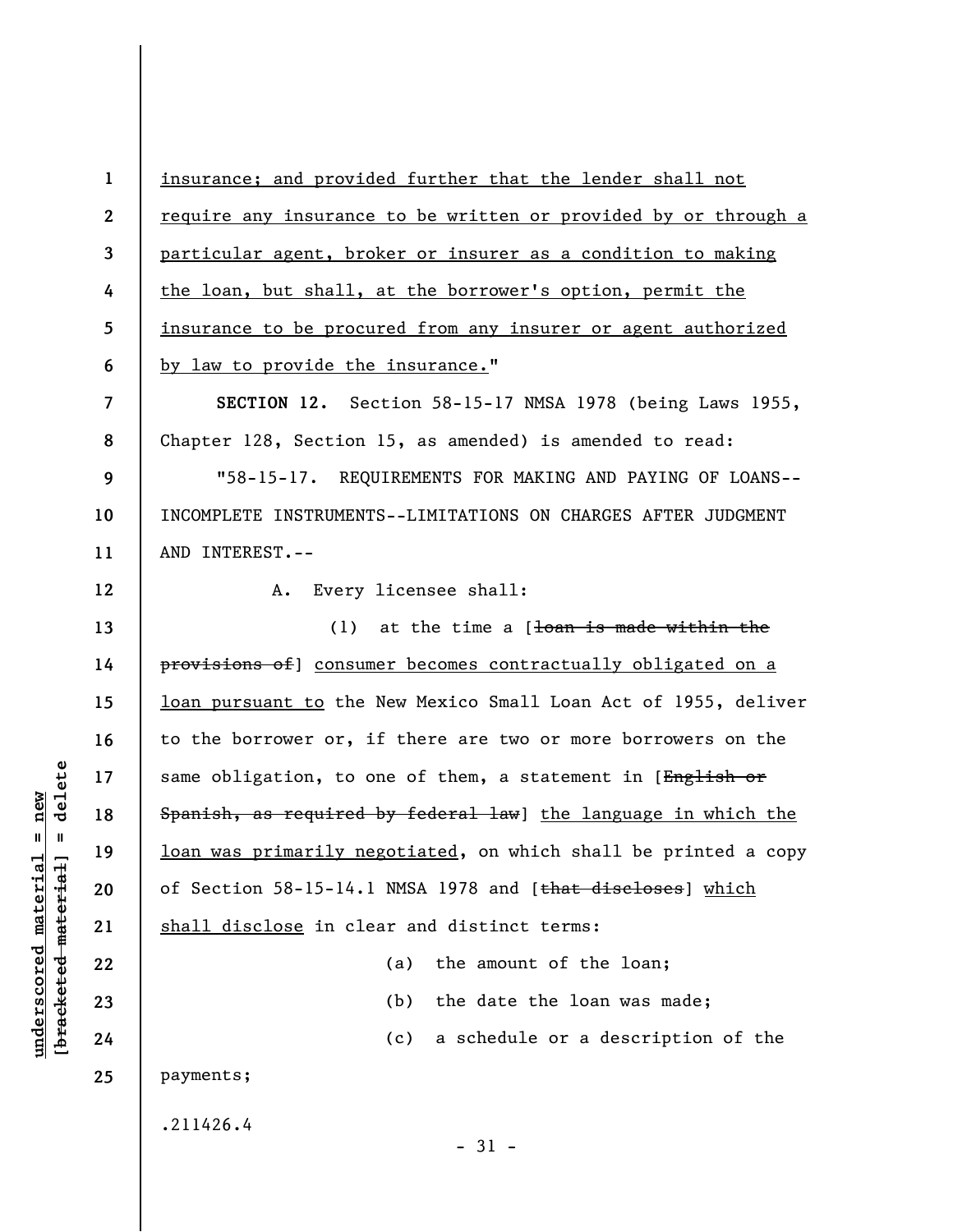insurance; and provided further that the lender shall not require any insurance to be written or provided by or through a particular agent, broker or insurer as a condition to making the loan, but shall, at the borrower's option, permit the insurance to be procured from any insurer or agent authorized by law to provide the insurance."

**SECTION 12.** Section 58-15-17 NMSA 1978 (being Laws 1955, Chapter 128, Section 15, as amended) is amended to read:

"58-15-17. REQUIREMENTS FOR MAKING AND PAYING OF LOANS--INCOMPLETE INSTRUMENTS--LIMITATIONS ON CHARGES AFTER JUDGMENT AND INTEREST.--

A. Every licensee shall:

(1) at the time a [~~loan is made within the provisions of~~] consumer becomes contractually obligated on a loan pursuant to the New Mexico Small Loan Act of 1955, deliver to the borrower or, if there are two or more borrowers on the same obligation, to one of them, a statement in [~~English or Spanish, as required by federal law~~] the language in which the loan was primarily negotiated, on which shall be printed a copy of Section 58-15-14.1 NMSA 1978 and [~~that discloses~~] which shall disclose in clear and distinct terms:

(a) the amount of the loan;

(b) the date the loan was made;

(c) a schedule or a description of the payments;

.211426.4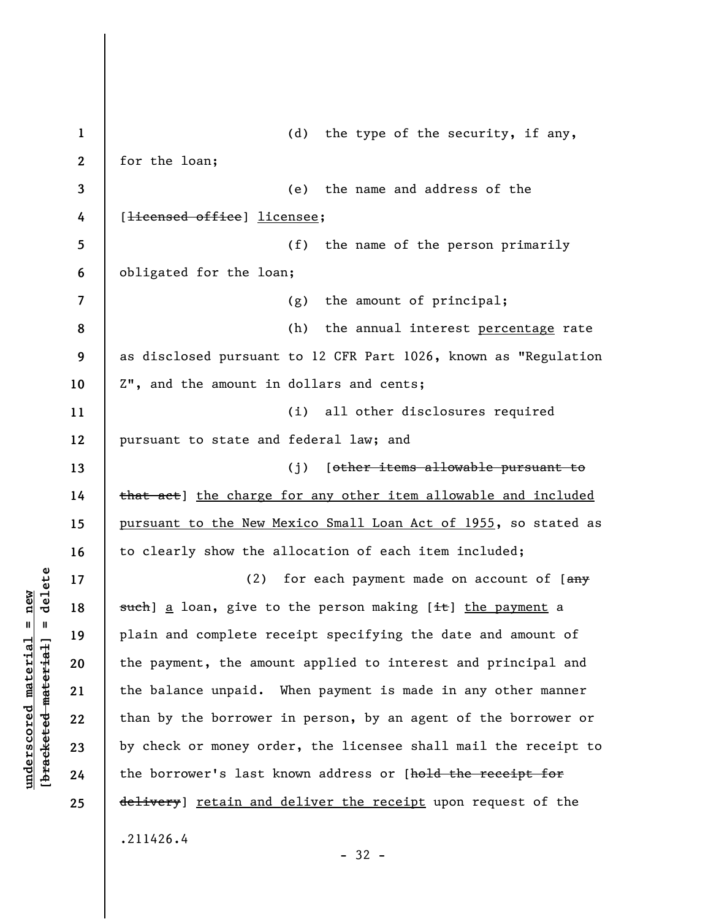(d) the type of the security, if any, for the loan;

(e) the name and address of the [~~licensed office~~] <u>licensee</u>;

(f) the name of the person primarily obligated for the loan;

(g) the amount of principal;

(h) the annual interest <u>percentage</u> rate as disclosed pursuant to 12 CFR Part 1026, known as "Regulation Z", and the amount in dollars and cents;

(i) all other disclosures required pursuant to state and federal law; and

(j) [~~other items allowable pursuant to that act~~] <u>the charge for any other item allowable and included pursuant to the New Mexico Small Loan Act of 1955</u>, so stated as to clearly show the allocation of each item included;

(2) for each payment made on account of [~~any such~~] <u>a</u> loan, give to the person making [~~it~~] <u>the payment</u> a plain and complete receipt specifying the date and amount of the payment, the amount applied to interest and principal and the balance unpaid. When payment is made in any other manner than by the borrower in person, by an agent of the borrower or by check or money order, the licensee shall mail the receipt to the borrower's last known address or [~~hold the receipt for delivery~~] <u>retain and deliver the receipt</u> upon request of the

.211426.4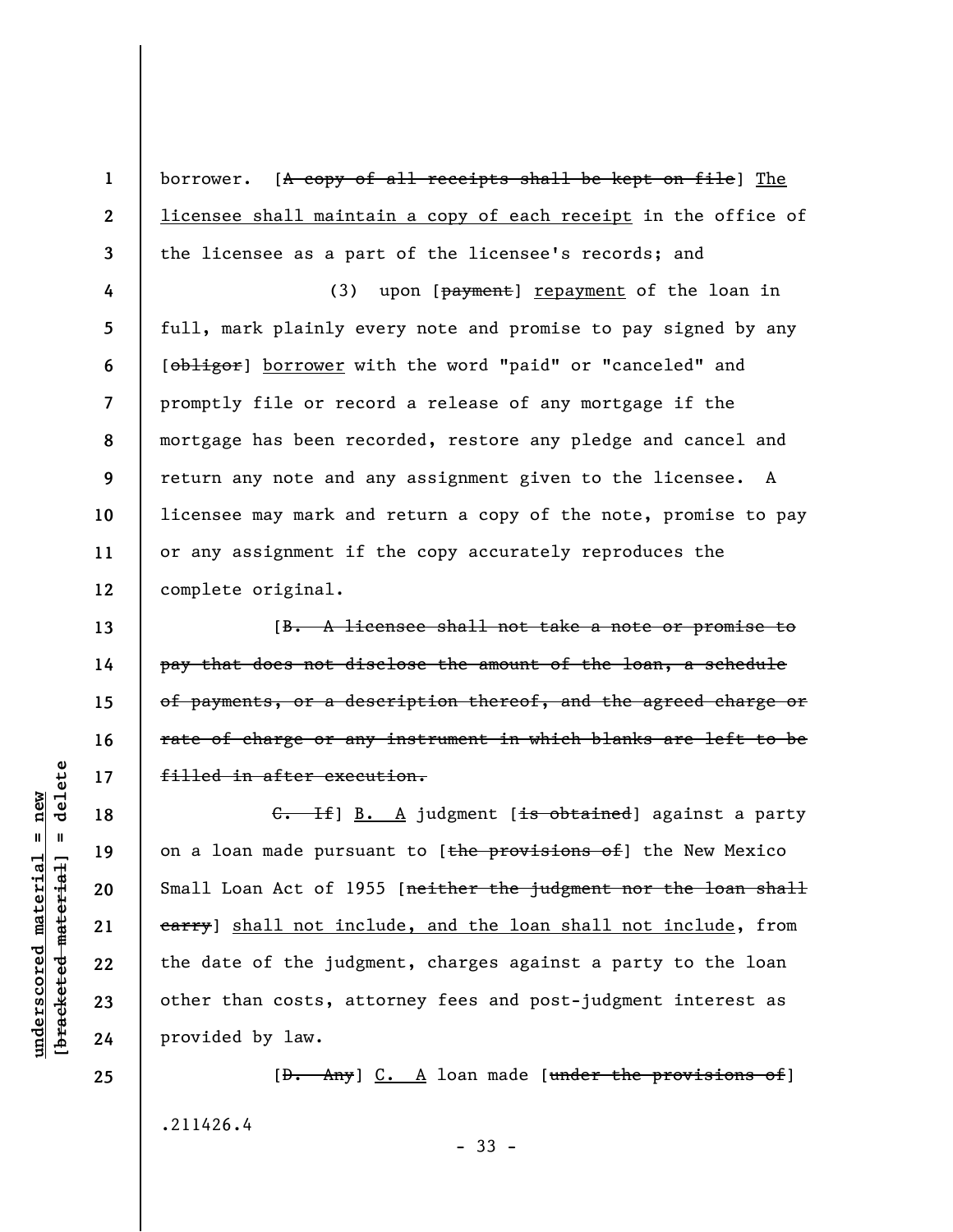borrower. [~~A copy of all receipts shall be kept on file~~] <u>The licensee shall maintain a copy of each receipt</u> in the office of the licensee as a part of the licensee's records; and

(3) upon [~~payment~~] <u>repayment</u> of the loan in full, mark plainly every note and promise to pay signed by any [~~obligor~~] <u>borrower</u> with the word "paid" or "canceled" and promptly file or record a release of any mortgage if the mortgage has been recorded, restore any pledge and cancel and return any note and any assignment given to the licensee. A licensee may mark and return a copy of the note, promise to pay or any assignment if the copy accurately reproduces the complete original.

[~~B. A licensee shall not take a note or promise to pay that does not disclose the amount of the loan, a schedule of payments, or a description thereof, and the agreed charge or rate of charge or any instrument in which blanks are left to be filled in after execution.~~

~~C. If~~] <u>B. A</u> judgment [~~is obtained~~] against a party on a loan made pursuant to [~~the provisions of~~] the New Mexico Small Loan Act of 1955 [~~neither the judgment nor the loan shall carry~~] <u>shall not include, and the loan shall not include</u>, from the date of the judgment, charges against a party to the loan other than costs, attorney fees and post-judgment interest as provided by law.

[~~D. Any~~] <u>C. A</u> loan made [~~under the provisions of~~]

.211426.4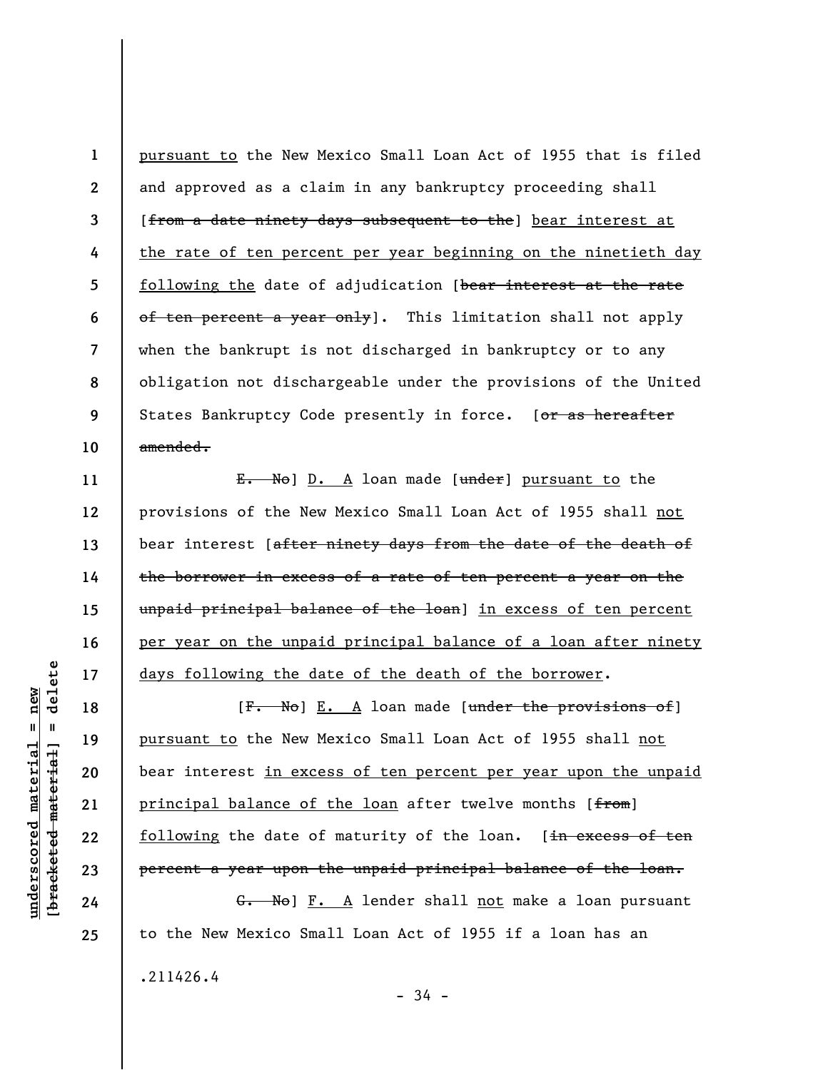pursuant to the New Mexico Small Loan Act of 1955 that is filed and approved as a claim in any bankruptcy proceeding shall [~~from a date ninety days subsequent to the~~] <u>bear interest at the rate of ten percent per year beginning on the ninetieth day following the</u> date of adjudication [~~bear interest at the rate of ten percent a year only~~]. This limitation shall not apply when the bankrupt is not discharged in bankruptcy or to any obligation not dischargeable under the provisions of the United States Bankruptcy Code presently in force. [~~or as hereafter amended.~~

~~E. No~~] <u>D. A</u> loan made [~~under~~] <u>pursuant to</u> the provisions of the New Mexico Small Loan Act of 1955 shall <u>not</u> bear interest [~~after ninety days from the date of the death of the borrower in excess of a rate of ten percent a year on the unpaid principal balance of the loan~~] <u>in excess of ten percent per year on the unpaid principal balance of a loan after ninety days following the date of the death of the borrower</u>.

[~~F. No~~] <u>E. A</u> loan made [~~under the provisions of~~] <u>pursuant to</u> the New Mexico Small Loan Act of 1955 shall <u>not</u> bear interest <u>in excess of ten percent per year upon the unpaid principal balance of the loan</u> after twelve months [~~from~~] <u>following</u> the date of maturity of the loan. [~~in excess of ten percent a year upon the unpaid principal balance of the loan.~~

~~G. No~~] <u>F. A</u> lender shall <u>not</u> make a loan pursuant to the New Mexico Small Loan Act of 1955 if a loan has an

.211426.4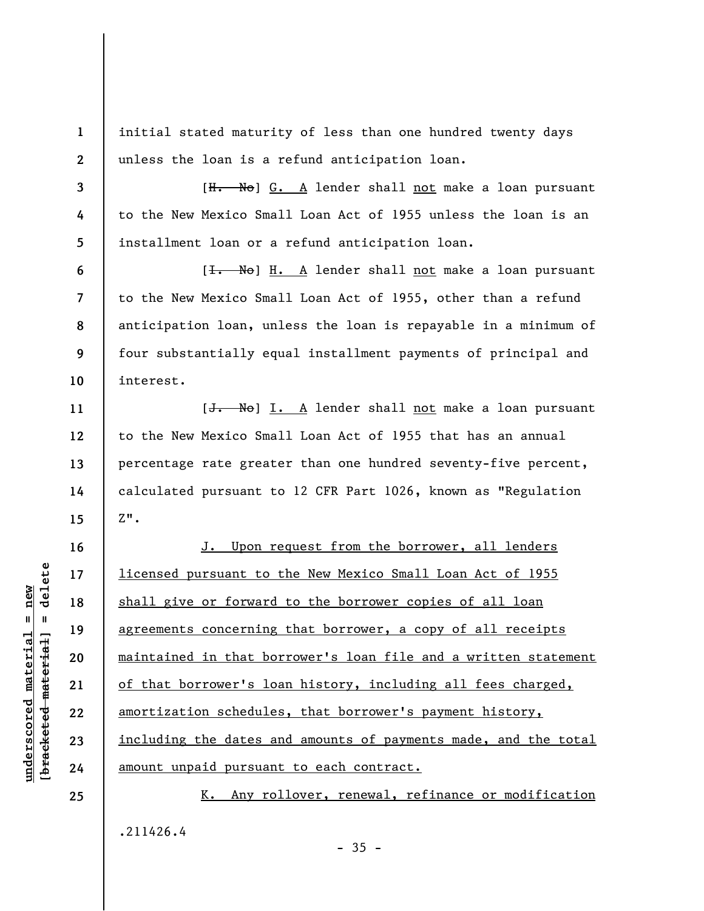initial stated maturity of less than one hundred twenty days unless the loan is a refund anticipation loan.

[~~H. No~~] G. A lender shall not make a loan pursuant to the New Mexico Small Loan Act of 1955 unless the loan is an installment loan or a refund anticipation loan.

[~~I. No~~] H. A lender shall not make a loan pursuant to the New Mexico Small Loan Act of 1955, other than a refund anticipation loan, unless the loan is repayable in a minimum of four substantially equal installment payments of principal and interest.

[~~J. No~~] I. A lender shall not make a loan pursuant to the New Mexico Small Loan Act of 1955 that has an annual percentage rate greater than one hundred seventy-five percent, calculated pursuant to 12 CFR Part 1026, known as "Regulation Z".

J. Upon request from the borrower, all lenders licensed pursuant to the New Mexico Small Loan Act of 1955 shall give or forward to the borrower copies of all loan agreements concerning that borrower, a copy of all receipts maintained in that borrower's loan file and a written statement of that borrower's loan history, including all fees charged, amortization schedules, that borrower's payment history, including the dates and amounts of payments made, and the total amount unpaid pursuant to each contract.

K. Any rollover, renewal, refinance or modification

.211426.4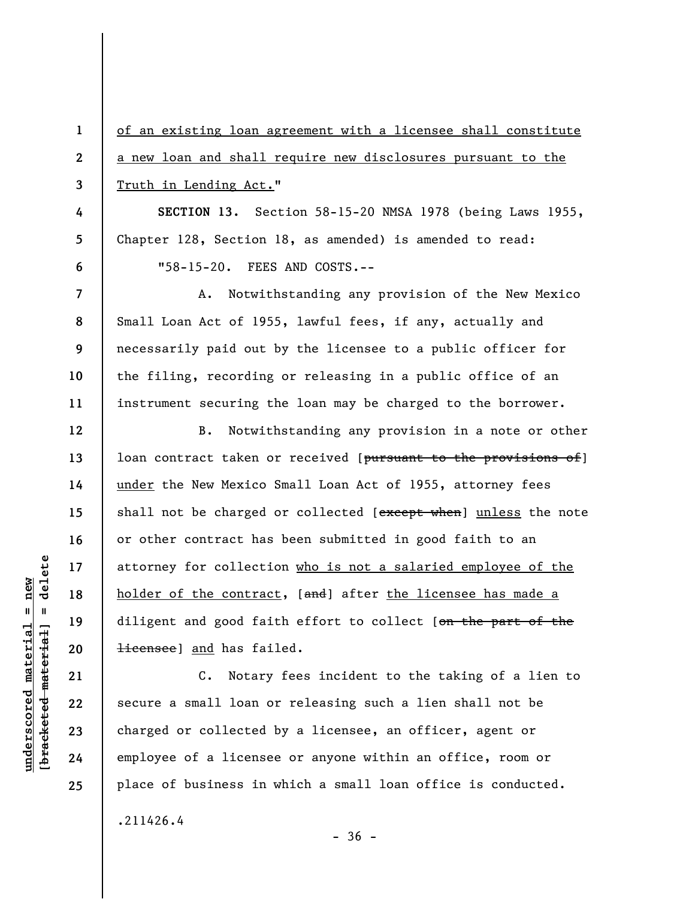of an existing loan agreement with a licensee shall constitute a new loan and shall require new disclosures pursuant to the Truth in Lending Act."

**SECTION 13.** Section 58-15-20 NMSA 1978 (being Laws 1955, Chapter 128, Section 18, as amended) is amended to read:

"58-15-20. FEES AND COSTS.--

A. Notwithstanding any provision of the New Mexico Small Loan Act of 1955, lawful fees, if any, actually and necessarily paid out by the licensee to a public officer for the filing, recording or releasing in a public office of an instrument securing the loan may be charged to the borrower.

B. Notwithstanding any provision in a note or other loan contract taken or received [~~pursuant to the provisions of~~] under the New Mexico Small Loan Act of 1955, attorney fees shall not be charged or collected [~~except when~~] unless the note or other contract has been submitted in good faith to an attorney for collection who is not a salaried employee of the holder of the contract, [~~and~~] after the licensee has made a diligent and good faith effort to collect [~~on the part of the licensee~~] and has failed.

C. Notary fees incident to the taking of a lien to secure a small loan or releasing such a lien shall not be charged or collected by a licensee, an officer, agent or employee of a licensee or anyone within an office, room or place of business in which a small loan office is conducted.

.211426.4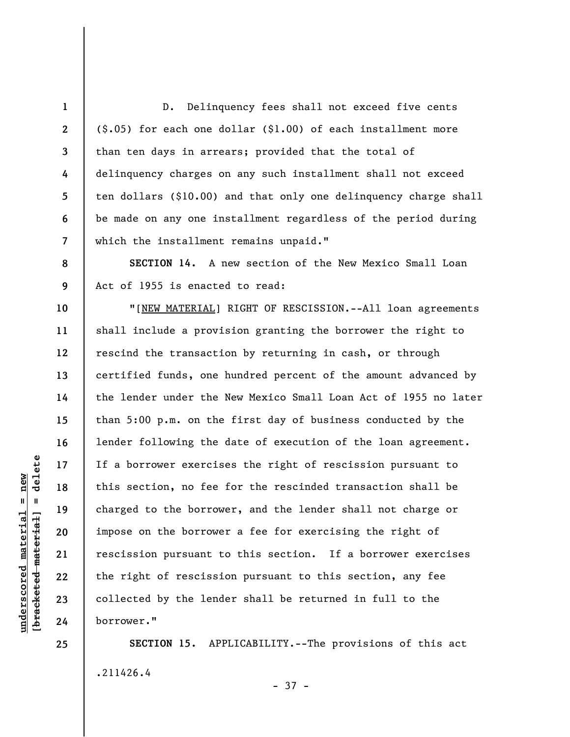D. Delinquency fees shall not exceed five cents ($.05) for each one dollar ($1.00) of each installment more than ten days in arrears; provided that the total of delinquency charges on any such installment shall not exceed ten dollars ($10.00) and that only one delinquency charge shall be made on any one installment regardless of the period during which the installment remains unpaid."

**SECTION 14.** A new section of the New Mexico Small Loan Act of 1955 is enacted to read:

"[NEW MATERIAL] RIGHT OF RESCISSION.--All loan agreements shall include a provision granting the borrower the right to rescind the transaction by returning in cash, or through certified funds, one hundred percent of the amount advanced by the lender under the New Mexico Small Loan Act of 1955 no later than 5:00 p.m. on the first day of business conducted by the lender following the date of execution of the loan agreement. If a borrower exercises the right of rescission pursuant to this section, no fee for the rescinded transaction shall be charged to the borrower, and the lender shall not charge or impose on the borrower a fee for exercising the right of rescission pursuant to this section. If a borrower exercises the right of rescission pursuant to this section, any fee collected by the lender shall be returned in full to the borrower."

**SECTION 15.** APPLICABILITY.--The provisions of this act

.211426.4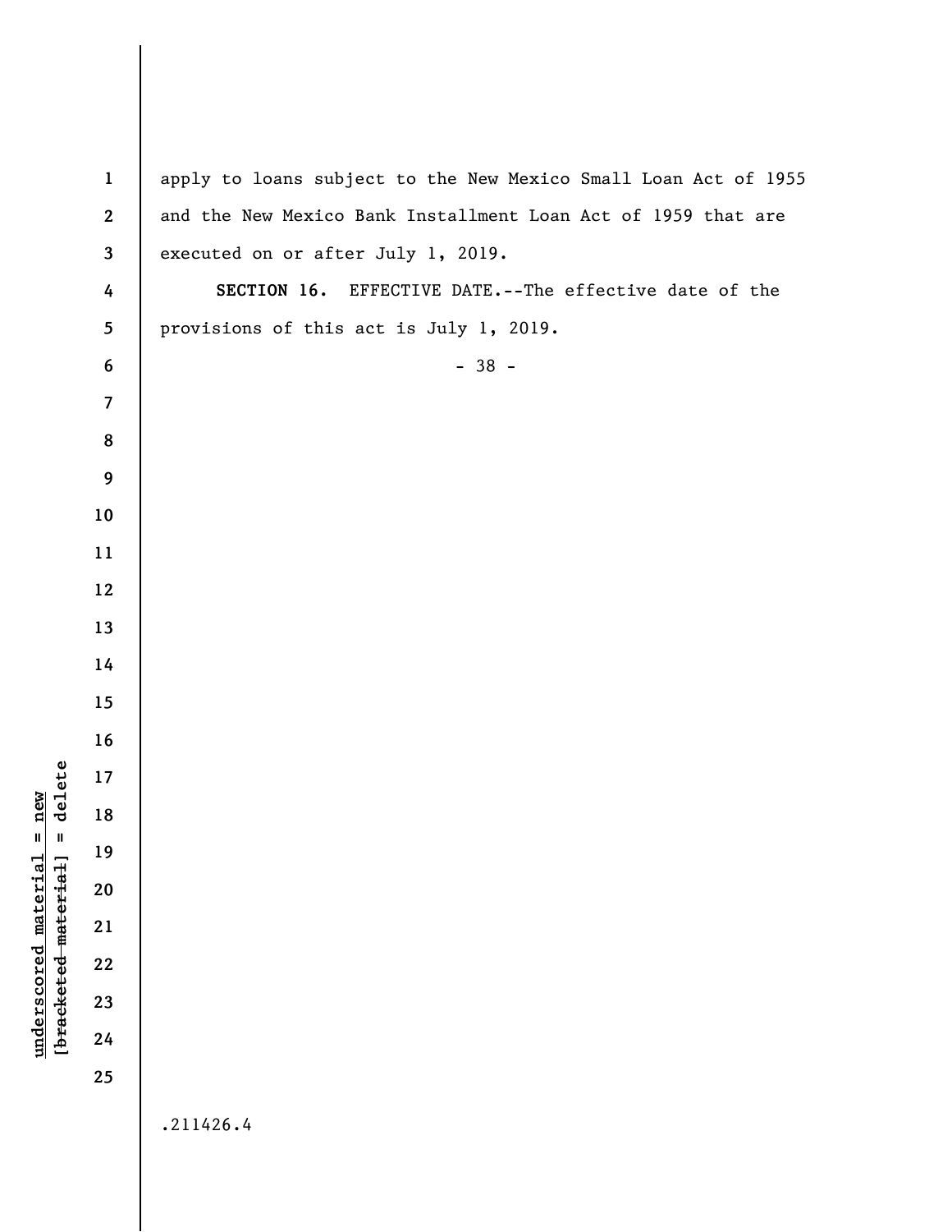apply to loans subject to the New Mexico Small Loan Act of 1955 and the New Mexico Bank Installment Loan Act of 1959 that are executed on or after July 1, 2019.

**SECTION 16.** EFFECTIVE DATE.--The effective date of the provisions of this act is July 1, 2019.

.211426.4